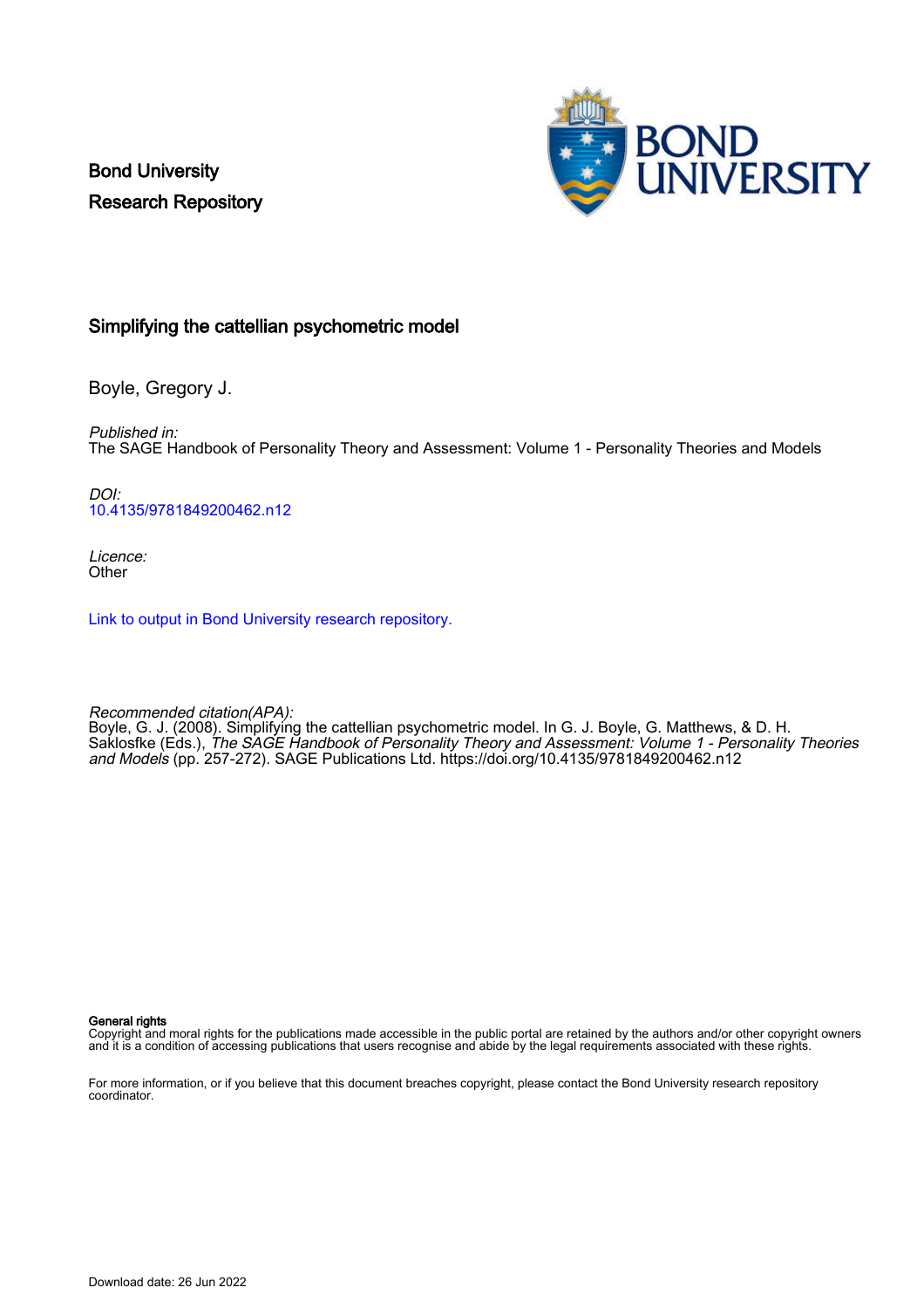Bond University
Research Repository

# Simplifying the cattellian psychometric model

Boyle, Gregory J.

*Published in:*
The SAGE Handbook of Personality Theory and Assessment: Volume 1 - Personality Theories and Models

*DOI:*
10.4135/9781849200462.n12

*Licence:*
Other

Link to output in Bond University research repository.

*Recommended citation(APA):*
Boyle, G. J. (2008). Simplifying the cattellian psychometric model. In G. J. Boyle, G. Matthews, & D. H. Saklofske (Eds.), *The SAGE Handbook of Personality Theory and Assessment: Volume 1 - Personality Theories and Models* (pp. 257-272). SAGE Publications Ltd. https://doi.org/10.4135/9781849200462.n12

**General rights**
Copyright and moral rights for the publications made accessible in the public portal are retained by the authors and/or other copyright owners and it is a condition of accessing publications that users recognise and abide by the legal requirements associated with these rights.

For more information, or if you believe that this document breaches copyright, please contact the Bond University research repository coordinator.

Download date: 26 Jun 2022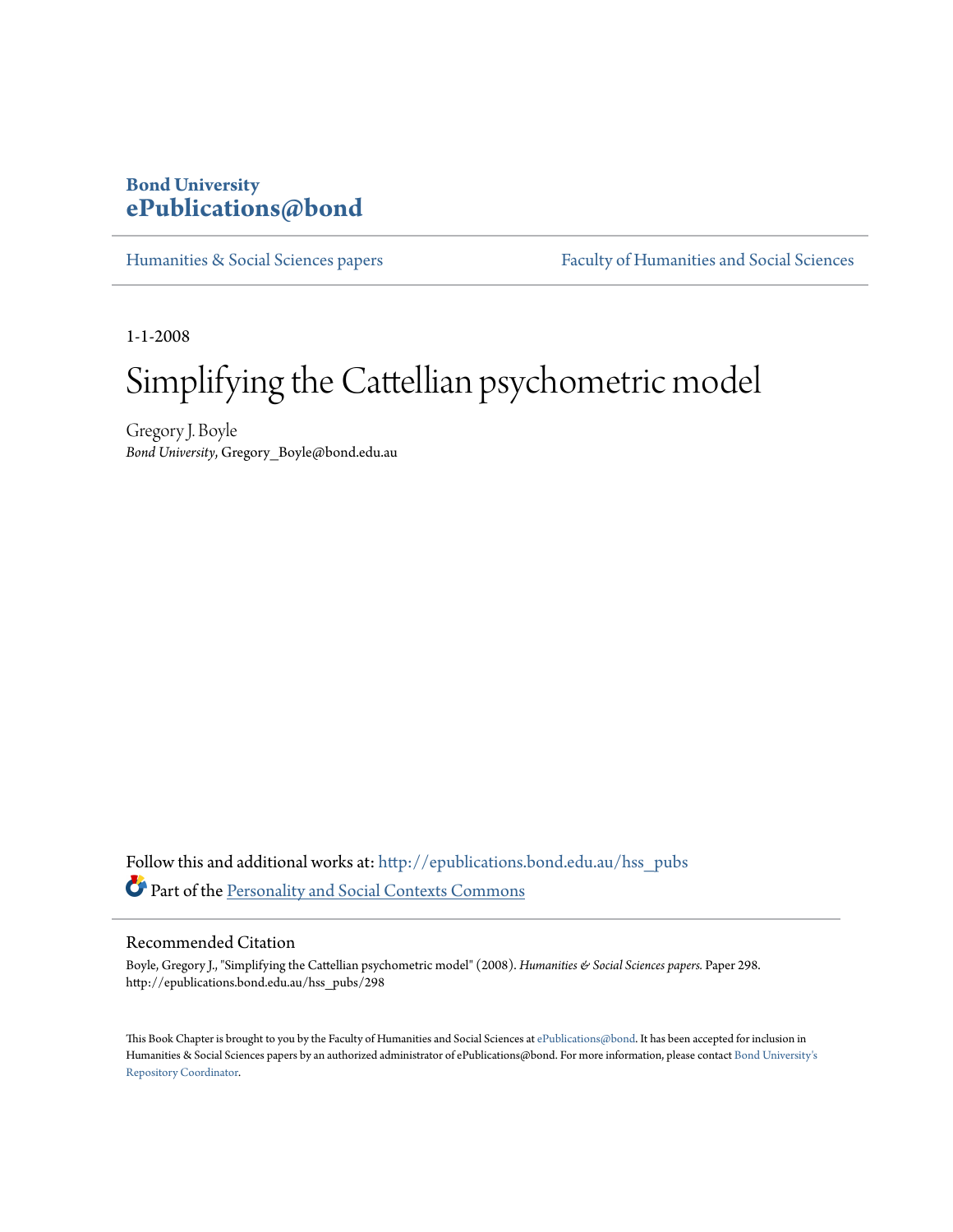**Bond University**
**ePublications@bond**

Humanities & Social Sciences papers | Faculty of Humanities and Social Sciences

1-1-2008

# Simplifying the Cattellian psychometric model

Gregory J. Boyle
*Bond University*, Gregory_Boyle@bond.edu.au

Follow this and additional works at: http://epublications.bond.edu.au/hss_pubs

Part of the Personality and Social Contexts Commons

## Recommended Citation

Boyle, Gregory J., "Simplifying the Cattellian psychometric model" (2008). *Humanities & Social Sciences papers.* Paper 298.
http://epublications.bond.edu.au/hss_pubs/298

This Book Chapter is brought to you by the Faculty of Humanities and Social Sciences at ePublications@bond. It has been accepted for inclusion in Humanities & Social Sciences papers by an authorized administrator of ePublications@bond. For more information, please contact Bond University's Repository Coordinator.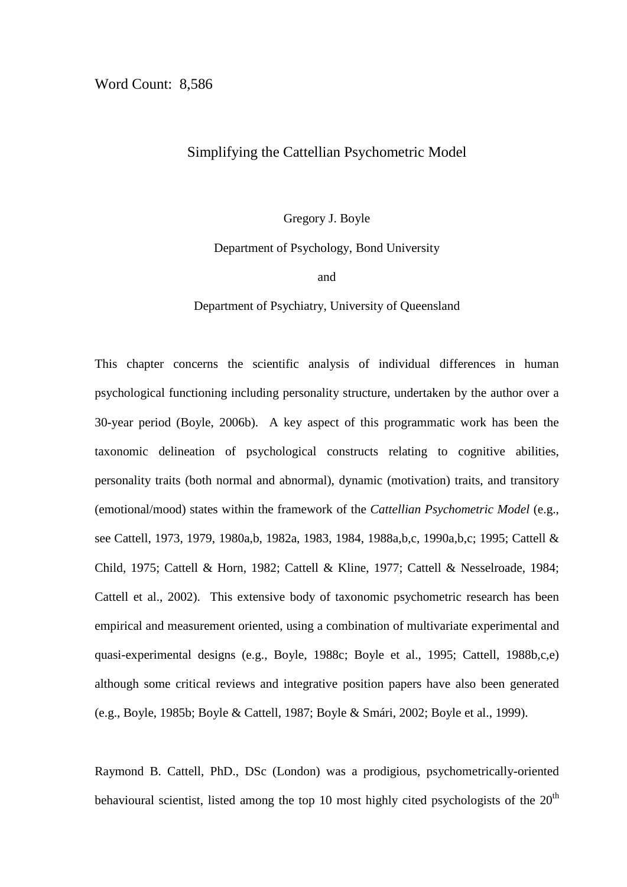Word Count: 8,586

# Simplifying the Cattellian Psychometric Model

Gregory J. Boyle

Department of Psychology, Bond University

and

Department of Psychiatry, University of Queensland

This chapter concerns the scientific analysis of individual differences in human psychological functioning including personality structure, undertaken by the author over a 30-year period (Boyle, 2006b). A key aspect of this programmatic work has been the taxonomic delineation of psychological constructs relating to cognitive abilities, personality traits (both normal and abnormal), dynamic (motivation) traits, and transitory (emotional/mood) states within the framework of the *Cattellian Psychometric Model* (e.g., see Cattell, 1973, 1979, 1980a,b, 1982a, 1983, 1984, 1988a,b,c, 1990a,b,c; 1995; Cattell & Child, 1975; Cattell & Horn, 1982; Cattell & Kline, 1977; Cattell & Nesselroade, 1984; Cattell et al., 2002). This extensive body of taxonomic psychometric research has been empirical and measurement oriented, using a combination of multivariate experimental and quasi-experimental designs (e.g., Boyle, 1988c; Boyle et al., 1995; Cattell, 1988b,c,e) although some critical reviews and integrative position papers have also been generated (e.g., Boyle, 1985b; Boyle & Cattell, 1987; Boyle & Smári, 2002; Boyle et al., 1999).

Raymond B. Cattell, PhD., DSc (London) was a prodigious, psychometrically-oriented behavioural scientist, listed among the top 10 most highly cited psychologists of the 20th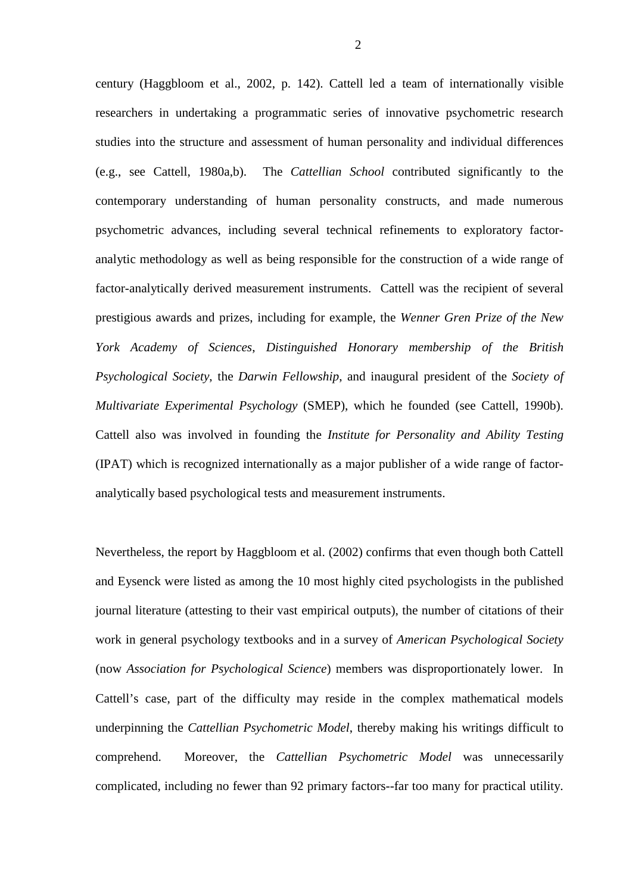century (Haggbloom et al., 2002, p. 142). Cattell led a team of internationally visible researchers in undertaking a programmatic series of innovative psychometric research studies into the structure and assessment of human personality and individual differences (e.g., see Cattell, 1980a,b). The *Cattellian School* contributed significantly to the contemporary understanding of human personality constructs, and made numerous psychometric advances, including several technical refinements to exploratory factor-analytic methodology as well as being responsible for the construction of a wide range of factor-analytically derived measurement instruments. Cattell was the recipient of several prestigious awards and prizes, including for example, the *Wenner Gren Prize of the New York Academy of Sciences*, *Distinguished Honorary membership of the British Psychological Society*, the *Darwin Fellowship*, and inaugural president of the *Society of Multivariate Experimental Psychology* (SMEP), which he founded (see Cattell, 1990b). Cattell also was involved in founding the *Institute for Personality and Ability Testing* (IPAT) which is recognized internationally as a major publisher of a wide range of factor-analytically based psychological tests and measurement instruments.

Nevertheless, the report by Haggbloom et al. (2002) confirms that even though both Cattell and Eysenck were listed as among the 10 most highly cited psychologists in the published journal literature (attesting to their vast empirical outputs), the number of citations of their work in general psychology textbooks and in a survey of *American Psychological Society* (now *Association for Psychological Science*) members was disproportionately lower. In Cattell's case, part of the difficulty may reside in the complex mathematical models underpinning the *Cattellian Psychometric Model*, thereby making his writings difficult to comprehend. Moreover, the *Cattellian Psychometric Model* was unnecessarily complicated, including no fewer than 92 primary factors--far too many for practical utility.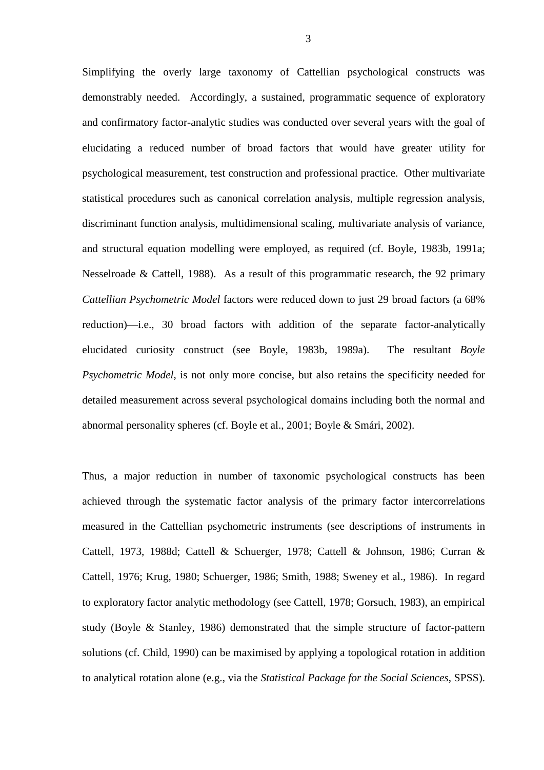Simplifying the overly large taxonomy of Cattellian psychological constructs was demonstrably needed. Accordingly, a sustained, programmatic sequence of exploratory and confirmatory factor-analytic studies was conducted over several years with the goal of elucidating a reduced number of broad factors that would have greater utility for psychological measurement, test construction and professional practice. Other multivariate statistical procedures such as canonical correlation analysis, multiple regression analysis, discriminant function analysis, multidimensional scaling, multivariate analysis of variance, and structural equation modelling were employed, as required (cf. Boyle, 1983b, 1991a; Nesselroade & Cattell, 1988). As a result of this programmatic research, the 92 primary *Cattellian Psychometric Model* factors were reduced down to just 29 broad factors (a 68% reduction)—i.e., 30 broad factors with addition of the separate factor-analytically elucidated curiosity construct (see Boyle, 1983b, 1989a). The resultant *Boyle Psychometric Model*, is not only more concise, but also retains the specificity needed for detailed measurement across several psychological domains including both the normal and abnormal personality spheres (cf. Boyle et al., 2001; Boyle & Smári, 2002).

Thus, a major reduction in number of taxonomic psychological constructs has been achieved through the systematic factor analysis of the primary factor intercorrelations measured in the Cattellian psychometric instruments (see descriptions of instruments in Cattell, 1973, 1988d; Cattell & Schuerger, 1978; Cattell & Johnson, 1986; Curran & Cattell, 1976; Krug, 1980; Schuerger, 1986; Smith, 1988; Sweney et al., 1986). In regard to exploratory factor analytic methodology (see Cattell, 1978; Gorsuch, 1983), an empirical study (Boyle & Stanley, 1986) demonstrated that the simple structure of factor-pattern solutions (cf. Child, 1990) can be maximised by applying a topological rotation in addition to analytical rotation alone (e.g., via the *Statistical Package for the Social Sciences*, SPSS).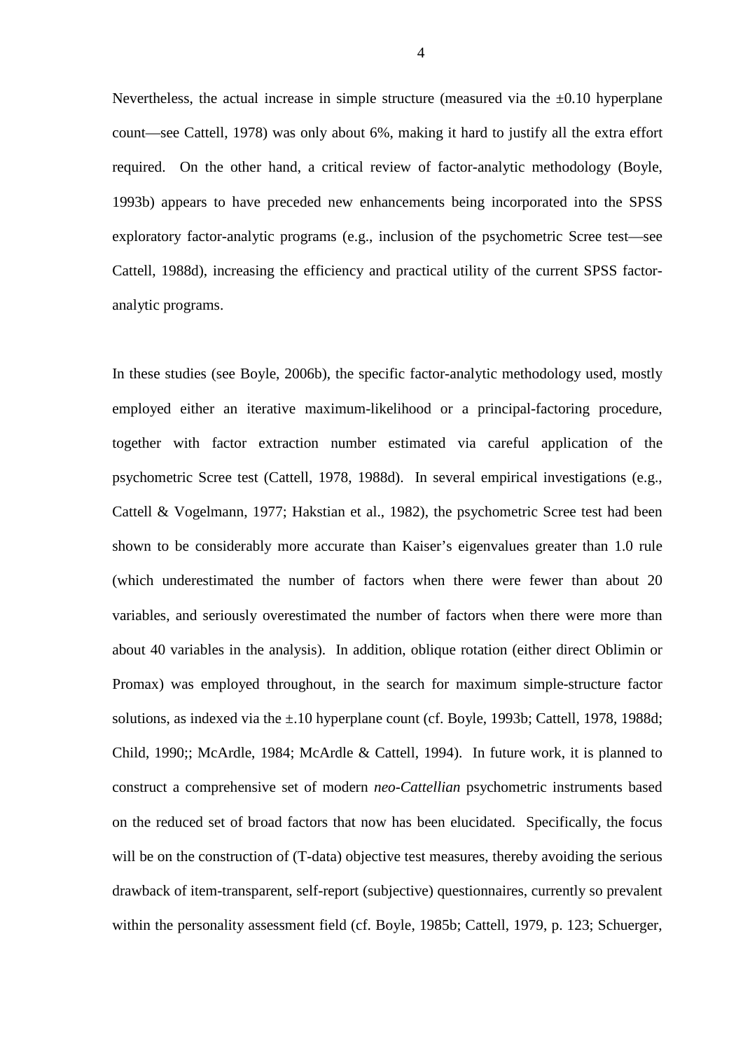Nevertheless, the actual increase in simple structure (measured via the ±0.10 hyperplane count—see Cattell, 1978) was only about 6%, making it hard to justify all the extra effort required. On the other hand, a critical review of factor-analytic methodology (Boyle, 1993b) appears to have preceded new enhancements being incorporated into the SPSS exploratory factor-analytic programs (e.g., inclusion of the psychometric Scree test—see Cattell, 1988d), increasing the efficiency and practical utility of the current SPSS factor-analytic programs.

In these studies (see Boyle, 2006b), the specific factor-analytic methodology used, mostly employed either an iterative maximum-likelihood or a principal-factoring procedure, together with factor extraction number estimated via careful application of the psychometric Scree test (Cattell, 1978, 1988d). In several empirical investigations (e.g., Cattell & Vogelmann, 1977; Hakstian et al., 1982), the psychometric Scree test had been shown to be considerably more accurate than Kaiser's eigenvalues greater than 1.0 rule (which underestimated the number of factors when there were fewer than about 20 variables, and seriously overestimated the number of factors when there were more than about 40 variables in the analysis). In addition, oblique rotation (either direct Oblimin or Promax) was employed throughout, in the search for maximum simple-structure factor solutions, as indexed via the ±.10 hyperplane count (cf. Boyle, 1993b; Cattell, 1978, 1988d; Child, 1990;; McArdle, 1984; McArdle & Cattell, 1994). In future work, it is planned to construct a comprehensive set of modern *neo-Cattellian* psychometric instruments based on the reduced set of broad factors that now has been elucidated. Specifically, the focus will be on the construction of (T-data) objective test measures, thereby avoiding the serious drawback of item-transparent, self-report (subjective) questionnaires, currently so prevalent within the personality assessment field (cf. Boyle, 1985b; Cattell, 1979, p. 123; Schuerger,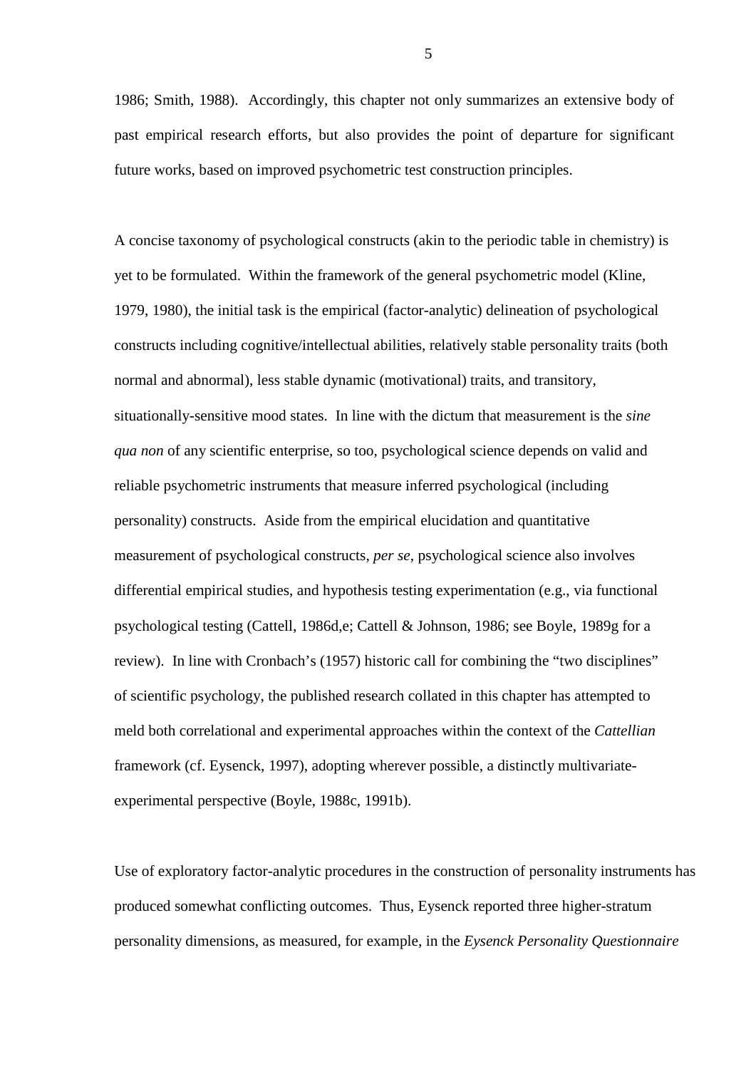1986; Smith, 1988). Accordingly, this chapter not only summarizes an extensive body of past empirical research efforts, but also provides the point of departure for significant future works, based on improved psychometric test construction principles.

A concise taxonomy of psychological constructs (akin to the periodic table in chemistry) is yet to be formulated. Within the framework of the general psychometric model (Kline, 1979, 1980), the initial task is the empirical (factor-analytic) delineation of psychological constructs including cognitive/intellectual abilities, relatively stable personality traits (both normal and abnormal), less stable dynamic (motivational) traits, and transitory, situationally-sensitive mood states. In line with the dictum that measurement is the *sine qua non* of any scientific enterprise, so too, psychological science depends on valid and reliable psychometric instruments that measure inferred psychological (including personality) constructs. Aside from the empirical elucidation and quantitative measurement of psychological constructs, *per se*, psychological science also involves differential empirical studies, and hypothesis testing experimentation (e.g., via functional psychological testing (Cattell, 1986d,e; Cattell & Johnson, 1986; see Boyle, 1989g for a review). In line with Cronbach's (1957) historic call for combining the "two disciplines" of scientific psychology, the published research collated in this chapter has attempted to meld both correlational and experimental approaches within the context of the *Cattellian* framework (cf. Eysenck, 1997), adopting wherever possible, a distinctly multivariate-experimental perspective (Boyle, 1988c, 1991b).

Use of exploratory factor-analytic procedures in the construction of personality instruments has produced somewhat conflicting outcomes. Thus, Eysenck reported three higher-stratum personality dimensions, as measured, for example, in the *Eysenck Personality Questionnaire*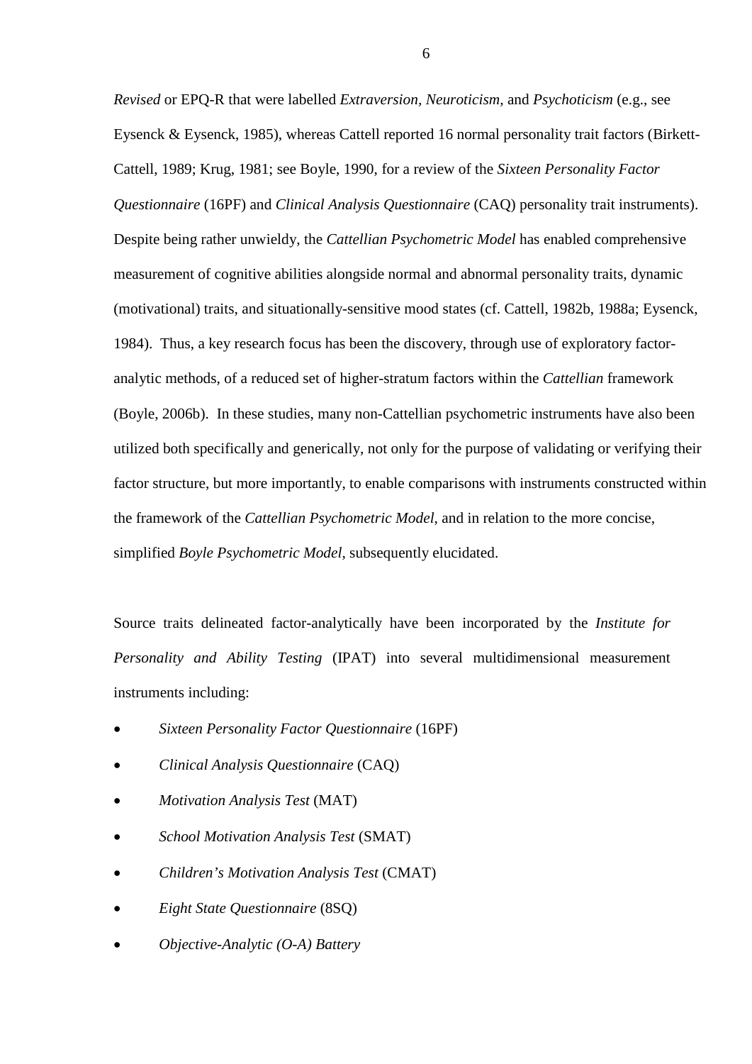*Revised* or EPQ-R that were labelled *Extraversion, Neuroticism,* and *Psychoticism* (e.g., see Eysenck & Eysenck, 1985), whereas Cattell reported 16 normal personality trait factors (Birkett-Cattell, 1989; Krug, 1981; see Boyle, 1990, for a review of the *Sixteen Personality Factor Questionnaire* (16PF) and *Clinical Analysis Questionnaire* (CAQ) personality trait instruments). Despite being rather unwieldy, the *Cattellian Psychometric Model* has enabled comprehensive measurement of cognitive abilities alongside normal and abnormal personality traits, dynamic (motivational) traits, and situationally-sensitive mood states (cf. Cattell, 1982b, 1988a; Eysenck, 1984). Thus, a key research focus has been the discovery, through use of exploratory factor-analytic methods, of a reduced set of higher-stratum factors within the *Cattellian* framework (Boyle, 2006b). In these studies, many non-Cattellian psychometric instruments have also been utilized both specifically and generically, not only for the purpose of validating or verifying their factor structure, but more importantly, to enable comparisons with instruments constructed within the framework of the *Cattellian Psychometric Model*, and in relation to the more concise, simplified *Boyle Psychometric Model*, subsequently elucidated.

Source traits delineated factor-analytically have been incorporated by the *Institute for Personality and Ability Testing* (IPAT) into several multidimensional measurement instruments including:

- *Sixteen Personality Factor Questionnaire* (16PF)
- *Clinical Analysis Questionnaire* (CAQ)
- *Motivation Analysis Test* (MAT)
- *School Motivation Analysis Test* (SMAT)
- *Children's Motivation Analysis Test* (CMAT)
- *Eight State Questionnaire* (8SQ)
- *Objective-Analytic (O-A) Battery*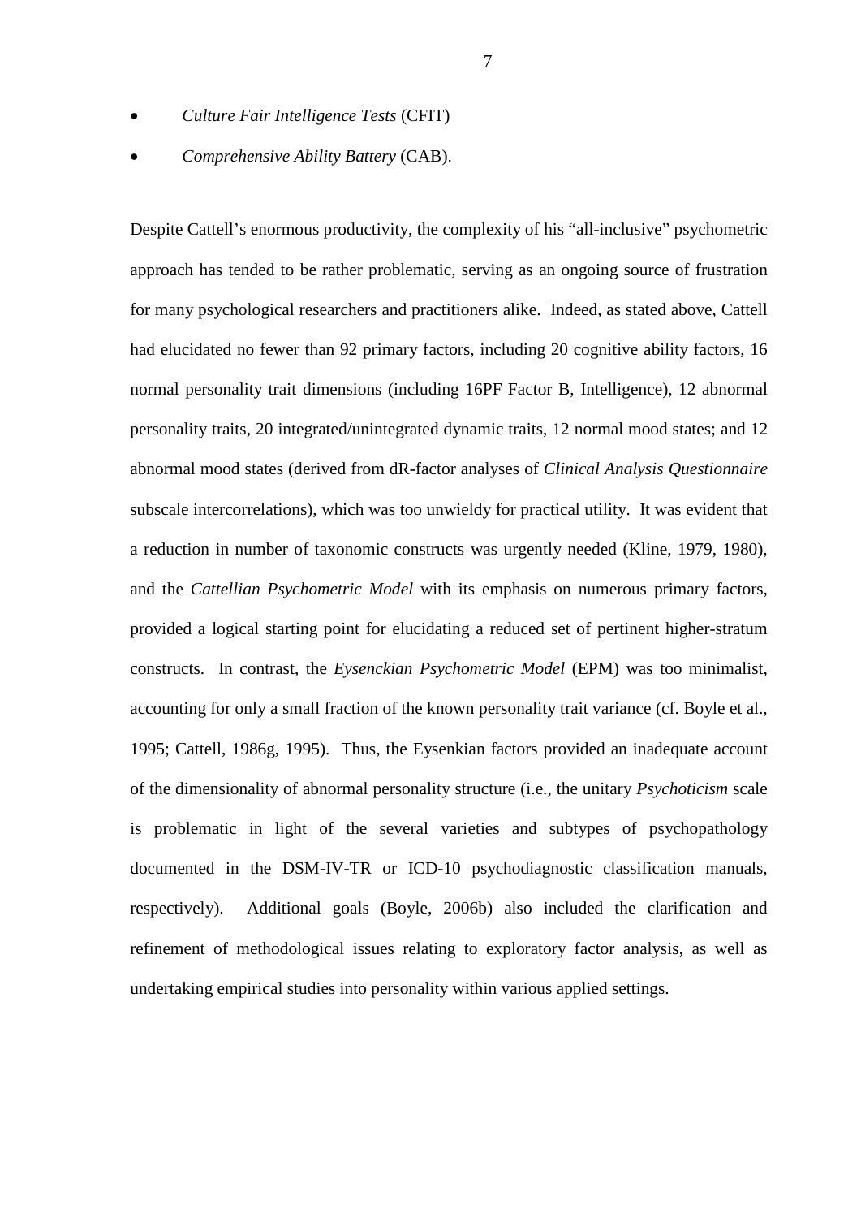- *Culture Fair Intelligence Tests* (CFIT)
- *Comprehensive Ability Battery* (CAB).

Despite Cattell's enormous productivity, the complexity of his "all-inclusive" psychometric approach has tended to be rather problematic, serving as an ongoing source of frustration for many psychological researchers and practitioners alike. Indeed, as stated above, Cattell had elucidated no fewer than 92 primary factors, including 20 cognitive ability factors, 16 normal personality trait dimensions (including 16PF Factor B, Intelligence), 12 abnormal personality traits, 20 integrated/unintegrated dynamic traits, 12 normal mood states; and 12 abnormal mood states (derived from dR-factor analyses of *Clinical Analysis Questionnaire* subscale intercorrelations), which was too unwieldy for practical utility. It was evident that a reduction in number of taxonomic constructs was urgently needed (Kline, 1979, 1980), and the *Cattellian Psychometric Model* with its emphasis on numerous primary factors, provided a logical starting point for elucidating a reduced set of pertinent higher-stratum constructs. In contrast, the *Eysenckian Psychometric Model* (EPM) was too minimalist, accounting for only a small fraction of the known personality trait variance (cf. Boyle et al., 1995; Cattell, 1986g, 1995). Thus, the Eysenkian factors provided an inadequate account of the dimensionality of abnormal personality structure (i.e., the unitary *Psychoticism* scale is problematic in light of the several varieties and subtypes of psychopathology documented in the DSM-IV-TR or ICD-10 psychodiagnostic classification manuals, respectively). Additional goals (Boyle, 2006b) also included the clarification and refinement of methodological issues relating to exploratory factor analysis, as well as undertaking empirical studies into personality within various applied settings.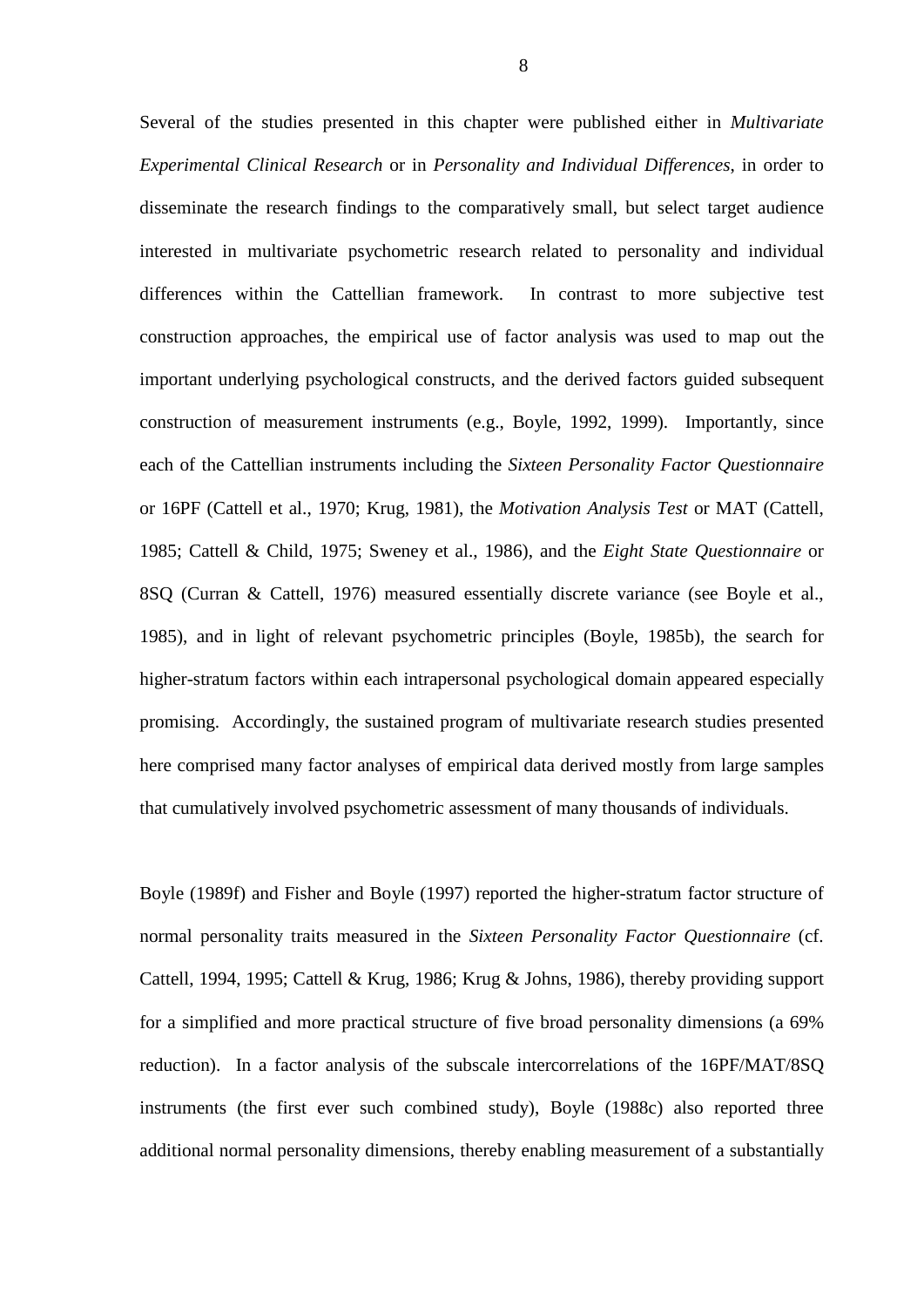Several of the studies presented in this chapter were published either in *Multivariate Experimental Clinical Research* or in *Personality and Individual Differences*, in order to disseminate the research findings to the comparatively small, but select target audience interested in multivariate psychometric research related to personality and individual differences within the Cattellian framework. In contrast to more subjective test construction approaches, the empirical use of factor analysis was used to map out the important underlying psychological constructs, and the derived factors guided subsequent construction of measurement instruments (e.g., Boyle, 1992, 1999). Importantly, since each of the Cattellian instruments including the *Sixteen Personality Factor Questionnaire* or 16PF (Cattell et al., 1970; Krug, 1981), the *Motivation Analysis Test* or MAT (Cattell, 1985; Cattell & Child, 1975; Sweney et al., 1986), and the *Eight State Questionnaire* or 8SQ (Curran & Cattell, 1976) measured essentially discrete variance (see Boyle et al., 1985), and in light of relevant psychometric principles (Boyle, 1985b), the search for higher-stratum factors within each intrapersonal psychological domain appeared especially promising. Accordingly, the sustained program of multivariate research studies presented here comprised many factor analyses of empirical data derived mostly from large samples that cumulatively involved psychometric assessment of many thousands of individuals.

Boyle (1989f) and Fisher and Boyle (1997) reported the higher-stratum factor structure of normal personality traits measured in the *Sixteen Personality Factor Questionnaire* (cf. Cattell, 1994, 1995; Cattell & Krug, 1986; Krug & Johns, 1986), thereby providing support for a simplified and more practical structure of five broad personality dimensions (a 69% reduction). In a factor analysis of the subscale intercorrelations of the 16PF/MAT/8SQ instruments (the first ever such combined study), Boyle (1988c) also reported three additional normal personality dimensions, thereby enabling measurement of a substantially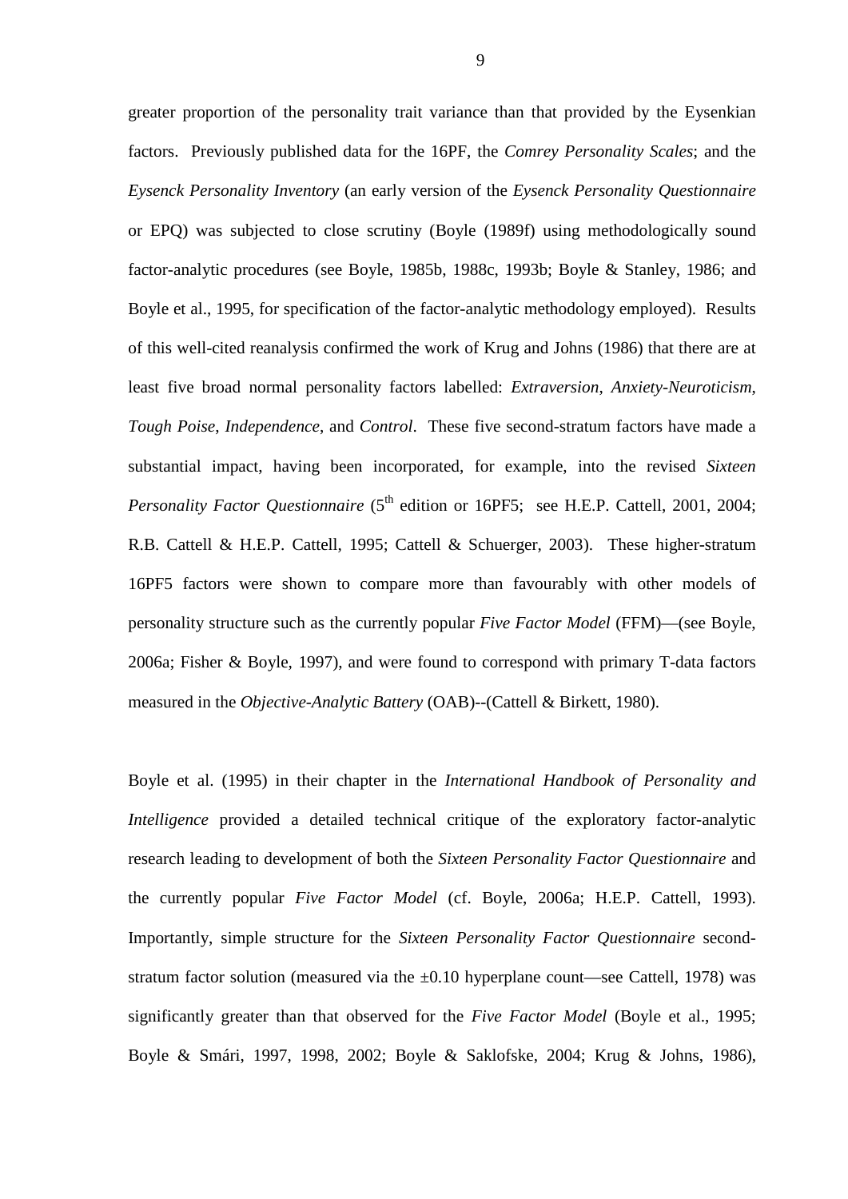greater proportion of the personality trait variance than that provided by the Eysenkian factors. Previously published data for the 16PF, the *Comrey Personality Scales*; and the *Eysenck Personality Inventory* (an early version of the *Eysenck Personality Questionnaire* or EPQ) was subjected to close scrutiny (Boyle (1989f) using methodologically sound factor-analytic procedures (see Boyle, 1985b, 1988c, 1993b; Boyle & Stanley, 1986; and Boyle et al., 1995, for specification of the factor-analytic methodology employed). Results of this well-cited reanalysis confirmed the work of Krug and Johns (1986) that there are at least five broad normal personality factors labelled: *Extraversion*, *Anxiety-Neuroticism*, *Tough Poise*, *Independence*, and *Control*. These five second-stratum factors have made a substantial impact, having been incorporated, for example, into the revised *Sixteen Personality Factor Questionnaire* (5$^{th}$ edition or 16PF5; see H.E.P. Cattell, 2001, 2004; R.B. Cattell & H.E.P. Cattell, 1995; Cattell & Schuerger, 2003). These higher-stratum 16PF5 factors were shown to compare more than favourably with other models of personality structure such as the currently popular *Five Factor Model* (FFM)—(see Boyle, 2006a; Fisher & Boyle, 1997), and were found to correspond with primary T-data factors measured in the *Objective-Analytic Battery* (OAB)--(Cattell & Birkett, 1980).

Boyle et al. (1995) in their chapter in the *International Handbook of Personality and Intelligence* provided a detailed technical critique of the exploratory factor-analytic research leading to development of both the *Sixteen Personality Factor Questionnaire* and the currently popular *Five Factor Model* (cf. Boyle, 2006a; H.E.P. Cattell, 1993). Importantly, simple structure for the *Sixteen Personality Factor Questionnaire* second-stratum factor solution (measured via the $\pm 0.10$ hyperplane count—see Cattell, 1978) was significantly greater than that observed for the *Five Factor Model* (Boyle et al., 1995; Boyle & Smári, 1997, 1998, 2002; Boyle & Saklofske, 2004; Krug & Johns, 1986),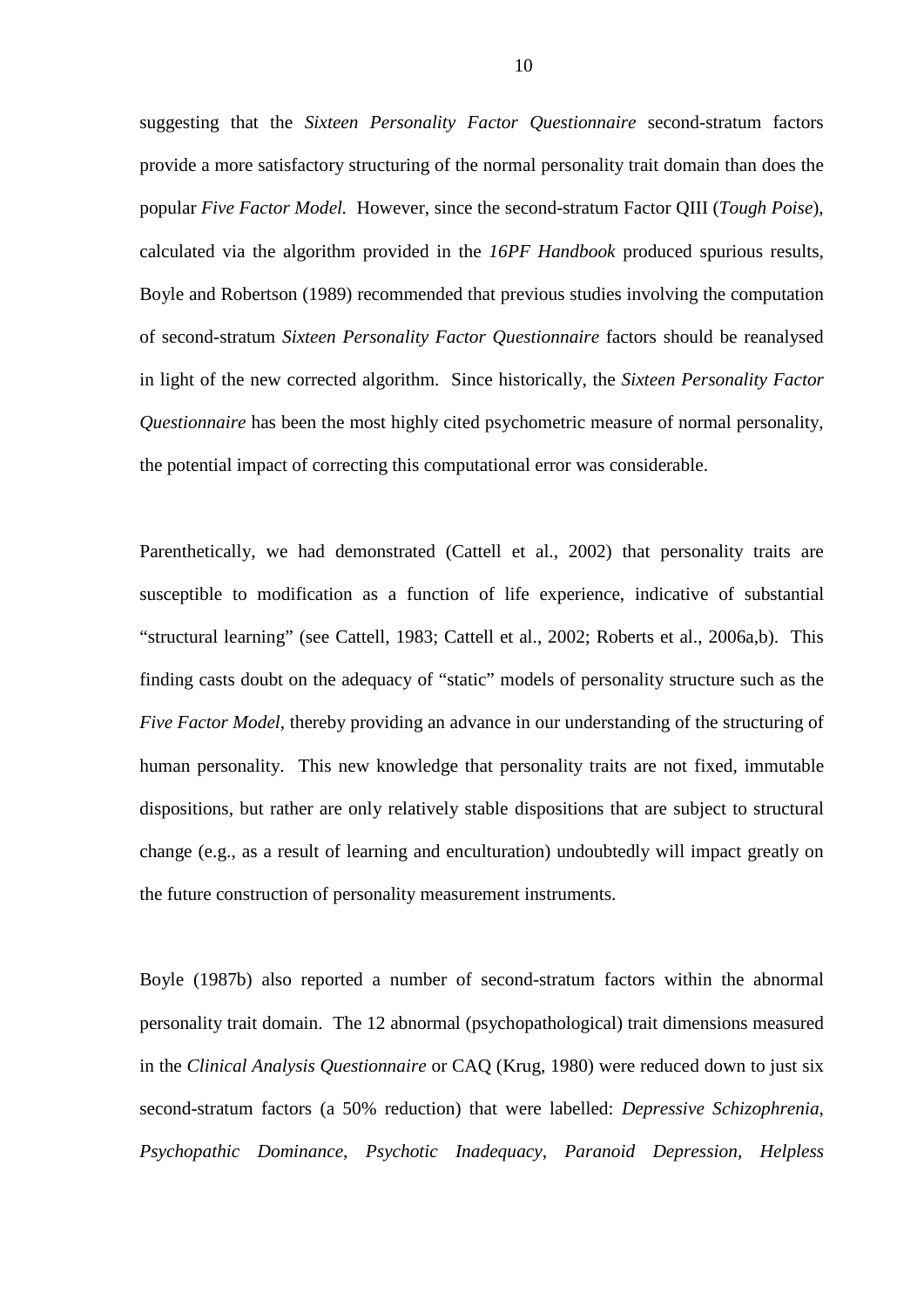suggesting that the *Sixteen Personality Factor Questionnaire* second-stratum factors provide a more satisfactory structuring of the normal personality trait domain than does the popular *Five Factor Model.* However, since the second-stratum Factor QIII (*Tough Poise*), calculated via the algorithm provided in the *16PF Handbook* produced spurious results, Boyle and Robertson (1989) recommended that previous studies involving the computation of second-stratum *Sixteen Personality Factor Questionnaire* factors should be reanalysed in light of the new corrected algorithm. Since historically, the *Sixteen Personality Factor Questionnaire* has been the most highly cited psychometric measure of normal personality, the potential impact of correcting this computational error was considerable.

Parenthetically, we had demonstrated (Cattell et al., 2002) that personality traits are susceptible to modification as a function of life experience, indicative of substantial "structural learning" (see Cattell, 1983; Cattell et al., 2002; Roberts et al., 2006a,b). This finding casts doubt on the adequacy of "static" models of personality structure such as the *Five Factor Model*, thereby providing an advance in our understanding of the structuring of human personality. This new knowledge that personality traits are not fixed, immutable dispositions, but rather are only relatively stable dispositions that are subject to structural change (e.g., as a result of learning and enculturation) undoubtedly will impact greatly on the future construction of personality measurement instruments.

Boyle (1987b) also reported a number of second-stratum factors within the abnormal personality trait domain. The 12 abnormal (psychopathological) trait dimensions measured in the *Clinical Analysis Questionnaire* or CAQ (Krug, 1980) were reduced down to just six second-stratum factors (a 50% reduction) that were labelled: *Depressive Schizophrenia*, *Psychopathic Dominance*, *Psychotic Inadequacy*, *Paranoid Depression*, *Helpless*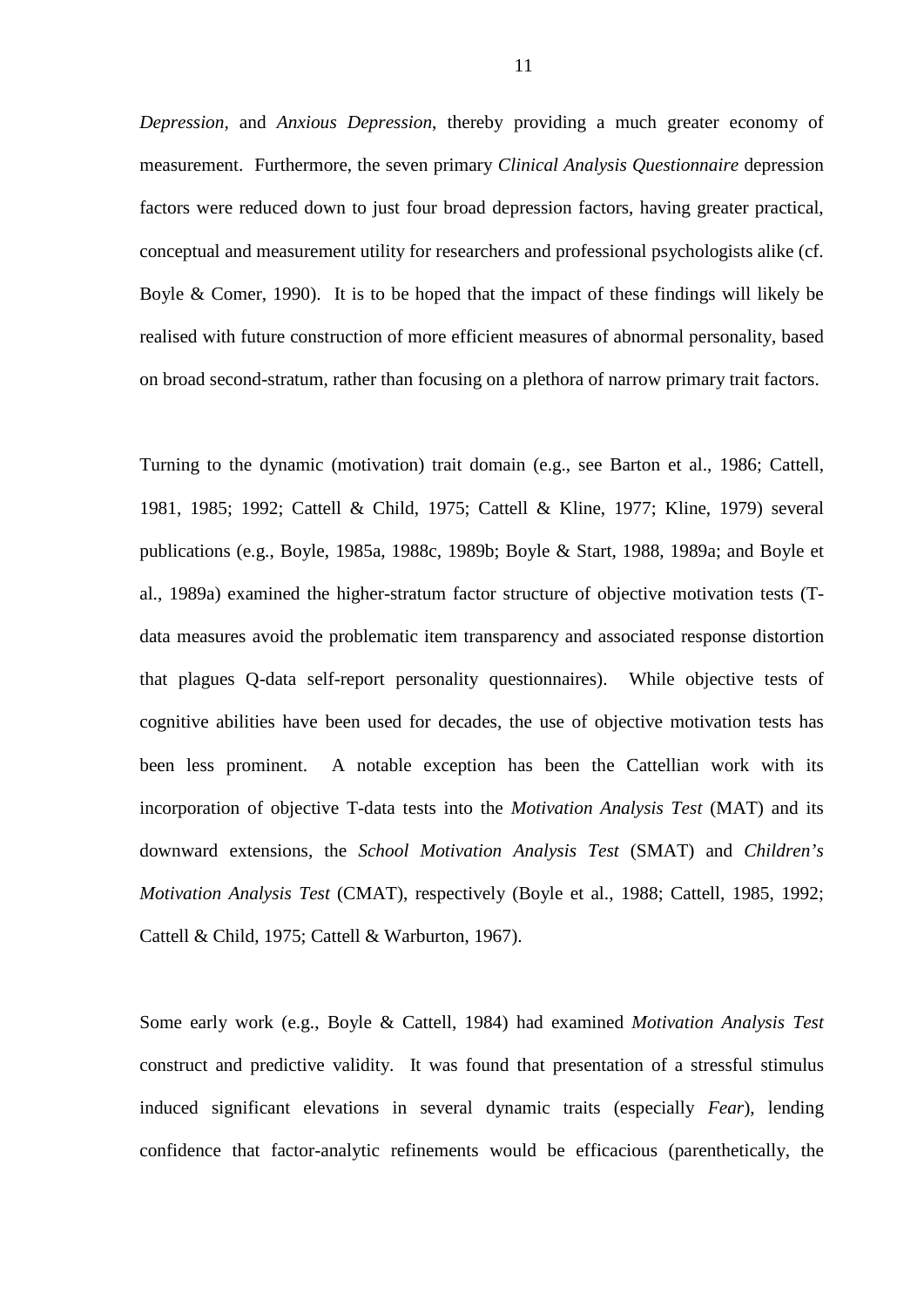*Depression*, and *Anxious Depression*, thereby providing a much greater economy of measurement. Furthermore, the seven primary *Clinical Analysis Questionnaire* depression factors were reduced down to just four broad depression factors, having greater practical, conceptual and measurement utility for researchers and professional psychologists alike (cf. Boyle & Comer, 1990). It is to be hoped that the impact of these findings will likely be realised with future construction of more efficient measures of abnormal personality, based on broad second-stratum, rather than focusing on a plethora of narrow primary trait factors.

Turning to the dynamic (motivation) trait domain (e.g., see Barton et al., 1986; Cattell, 1981, 1985; 1992; Cattell & Child, 1975; Cattell & Kline, 1977; Kline, 1979) several publications (e.g., Boyle, 1985a, 1988c, 1989b; Boyle & Start, 1988, 1989a; and Boyle et al., 1989a) examined the higher-stratum factor structure of objective motivation tests (T-data measures avoid the problematic item transparency and associated response distortion that plagues Q-data self-report personality questionnaires). While objective tests of cognitive abilities have been used for decades, the use of objective motivation tests has been less prominent. A notable exception has been the Cattellian work with its incorporation of objective T-data tests into the *Motivation Analysis Test* (MAT) and its downward extensions, the *School Motivation Analysis Test* (SMAT) and *Children's Motivation Analysis Test* (CMAT), respectively (Boyle et al., 1988; Cattell, 1985, 1992; Cattell & Child, 1975; Cattell & Warburton, 1967).

Some early work (e.g., Boyle & Cattell, 1984) had examined *Motivation Analysis Test* construct and predictive validity. It was found that presentation of a stressful stimulus induced significant elevations in several dynamic traits (especially *Fear*), lending confidence that factor-analytic refinements would be efficacious (parenthetically, the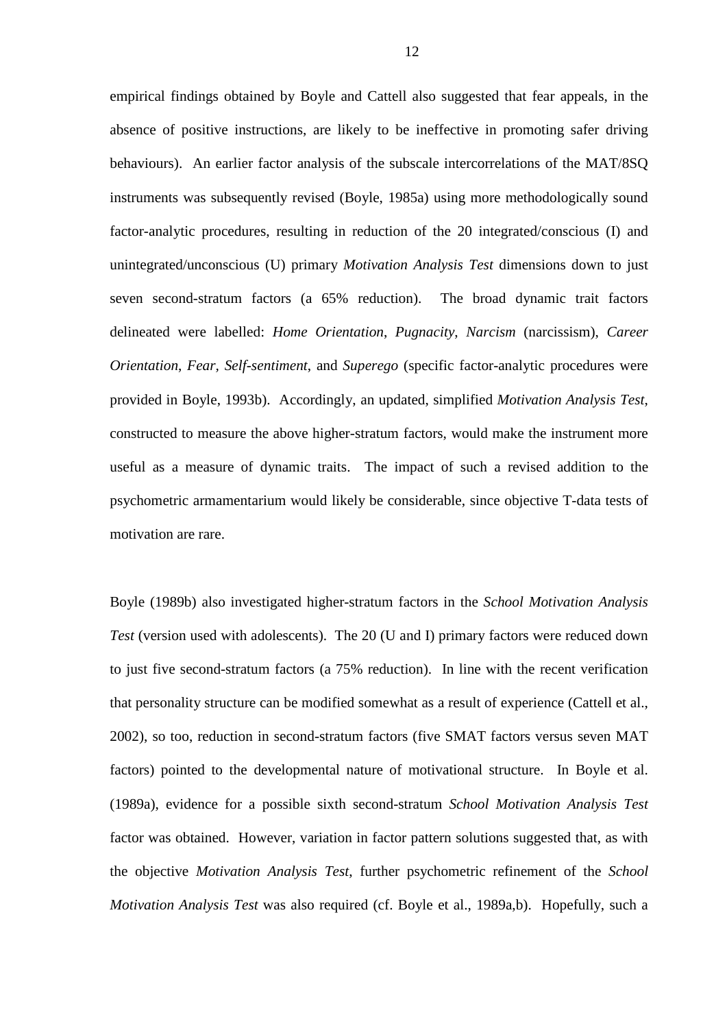empirical findings obtained by Boyle and Cattell also suggested that fear appeals, in the absence of positive instructions, are likely to be ineffective in promoting safer driving behaviours). An earlier factor analysis of the subscale intercorrelations of the MAT/8SQ instruments was subsequently revised (Boyle, 1985a) using more methodologically sound factor-analytic procedures, resulting in reduction of the 20 integrated/conscious (I) and unintegrated/unconscious (U) primary *Motivation Analysis Test* dimensions down to just seven second-stratum factors (a 65% reduction). The broad dynamic trait factors delineated were labelled: *Home Orientation*, *Pugnacity*, *Narcism* (narcissism), *Career Orientation*, *Fear, Self-sentiment*, and *Superego* (specific factor-analytic procedures were provided in Boyle, 1993b). Accordingly, an updated, simplified *Motivation Analysis Test*, constructed to measure the above higher-stratum factors, would make the instrument more useful as a measure of dynamic traits. The impact of such a revised addition to the psychometric armamentarium would likely be considerable, since objective T-data tests of motivation are rare.

Boyle (1989b) also investigated higher-stratum factors in the *School Motivation Analysis Test* (version used with adolescents). The 20 (U and I) primary factors were reduced down to just five second-stratum factors (a 75% reduction). In line with the recent verification that personality structure can be modified somewhat as a result of experience (Cattell et al., 2002), so too, reduction in second-stratum factors (five SMAT factors versus seven MAT factors) pointed to the developmental nature of motivational structure. In Boyle et al. (1989a), evidence for a possible sixth second-stratum *School Motivation Analysis Test* factor was obtained. However, variation in factor pattern solutions suggested that, as with the objective *Motivation Analysis Test*, further psychometric refinement of the *School Motivation Analysis Test* was also required (cf. Boyle et al., 1989a,b). Hopefully, such a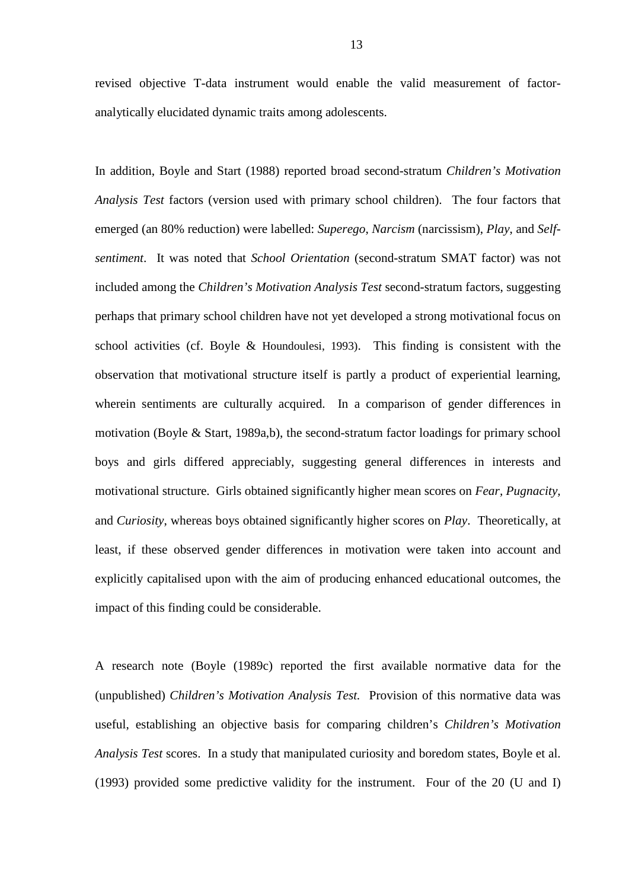revised objective T-data instrument would enable the valid measurement of factor-analytically elucidated dynamic traits among adolescents.

In addition, Boyle and Start (1988) reported broad second-stratum *Children's Motivation Analysis Test* factors (version used with primary school children). The four factors that emerged (an 80% reduction) were labelled: *Superego*, *Narcism* (narcissism), *Play*, and *Self-sentiment*. It was noted that *School Orientation* (second-stratum SMAT factor) was not included among the *Children's Motivation Analysis Test* second-stratum factors, suggesting perhaps that primary school children have not yet developed a strong motivational focus on school activities (cf. Boyle & Houndoulesi, 1993). This finding is consistent with the observation that motivational structure itself is partly a product of experiential learning, wherein sentiments are culturally acquired. In a comparison of gender differences in motivation (Boyle & Start, 1989a,b), the second-stratum factor loadings for primary school boys and girls differed appreciably, suggesting general differences in interests and motivational structure. Girls obtained significantly higher mean scores on *Fear, Pugnacity*, and *Curiosity*, whereas boys obtained significantly higher scores on *Play*. Theoretically, at least, if these observed gender differences in motivation were taken into account and explicitly capitalised upon with the aim of producing enhanced educational outcomes, the impact of this finding could be considerable.

A research note (Boyle (1989c) reported the first available normative data for the (unpublished) *Children's Motivation Analysis Test.* Provision of this normative data was useful, establishing an objective basis for comparing children's *Children's Motivation Analysis Test* scores. In a study that manipulated curiosity and boredom states, Boyle et al. (1993) provided some predictive validity for the instrument. Four of the 20 (U and I)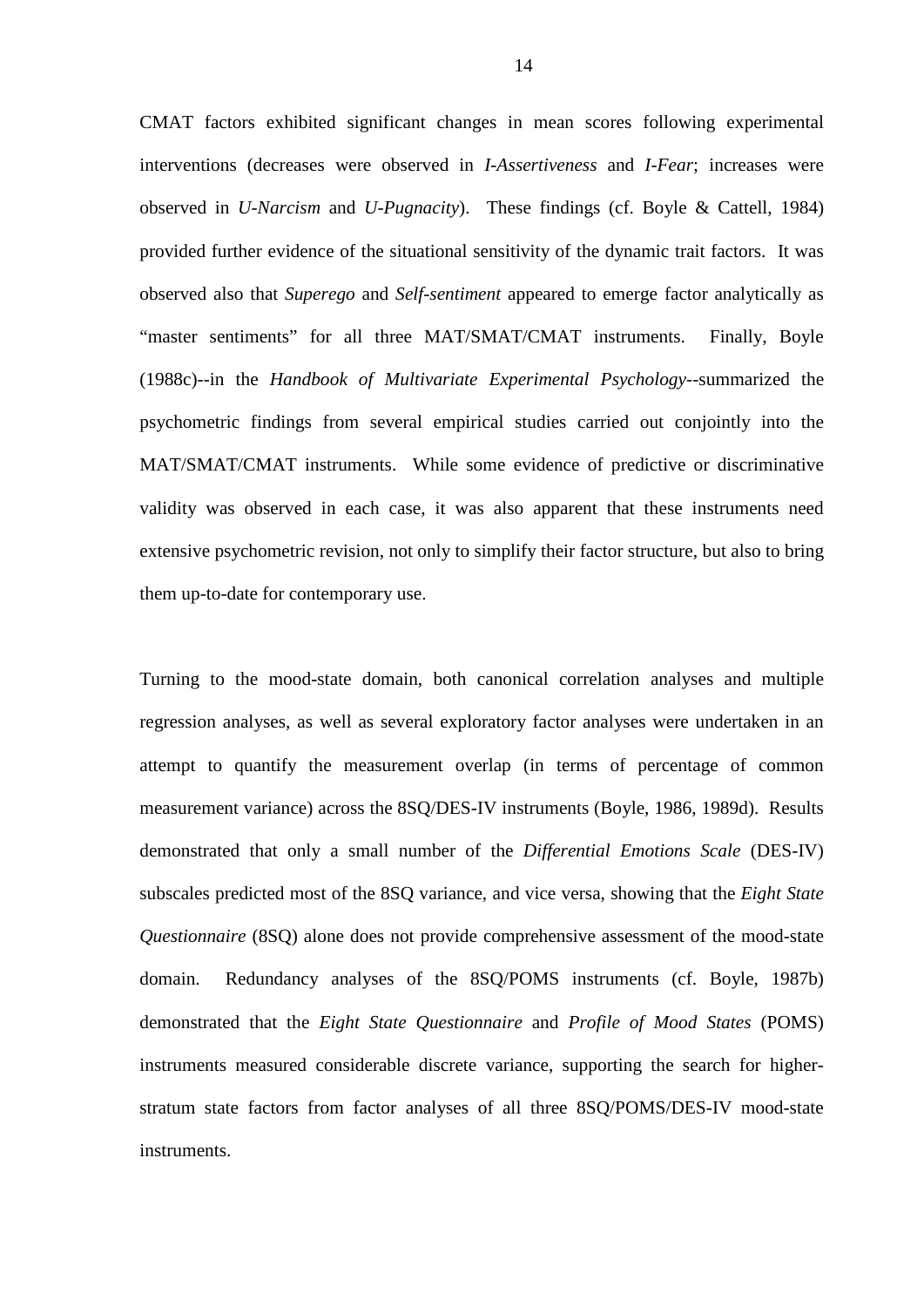CMAT factors exhibited significant changes in mean scores following experimental interventions (decreases were observed in *I-Assertiveness* and *I-Fear*; increases were observed in *U-Narcism* and *U-Pugnacity*). These findings (cf. Boyle & Cattell, 1984) provided further evidence of the situational sensitivity of the dynamic trait factors. It was observed also that *Superego* and *Self-sentiment* appeared to emerge factor analytically as "master sentiments" for all three MAT/SMAT/CMAT instruments. Finally, Boyle (1988c)--in the *Handbook of Multivariate Experimental Psychology*--summarized the psychometric findings from several empirical studies carried out conjointly into the MAT/SMAT/CMAT instruments. While some evidence of predictive or discriminative validity was observed in each case, it was also apparent that these instruments need extensive psychometric revision, not only to simplify their factor structure, but also to bring them up-to-date for contemporary use.

Turning to the mood-state domain, both canonical correlation analyses and multiple regression analyses, as well as several exploratory factor analyses were undertaken in an attempt to quantify the measurement overlap (in terms of percentage of common measurement variance) across the 8SQ/DES-IV instruments (Boyle, 1986, 1989d). Results demonstrated that only a small number of the *Differential Emotions Scale* (DES-IV) subscales predicted most of the 8SQ variance, and vice versa, showing that the *Eight State Questionnaire* (8SQ) alone does not provide comprehensive assessment of the mood-state domain. Redundancy analyses of the 8SQ/POMS instruments (cf. Boyle, 1987b) demonstrated that the *Eight State Questionnaire* and *Profile of Mood States* (POMS) instruments measured considerable discrete variance, supporting the search for higher-stratum state factors from factor analyses of all three 8SQ/POMS/DES-IV mood-state instruments.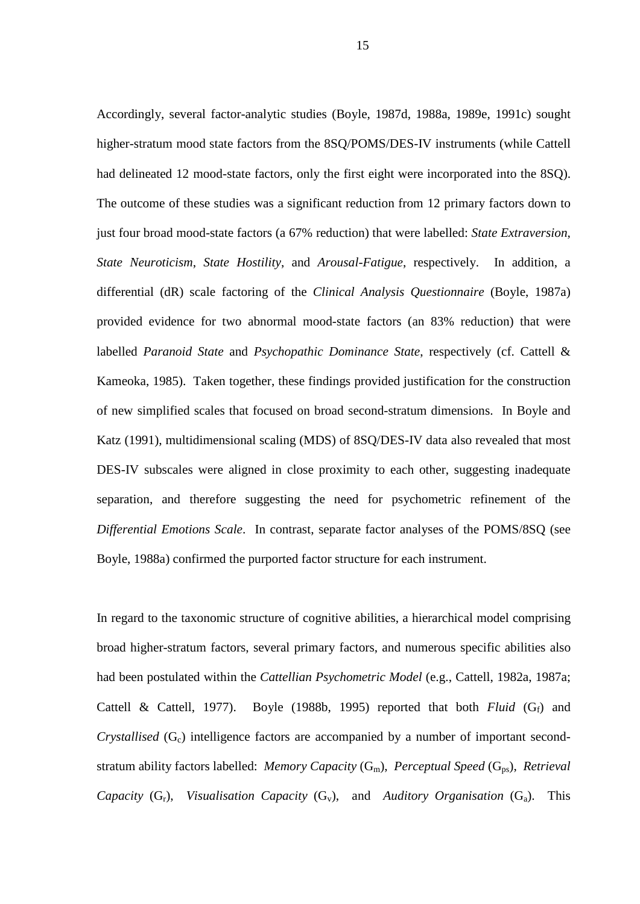Accordingly, several factor-analytic studies (Boyle, 1987d, 1988a, 1989e, 1991c) sought higher-stratum mood state factors from the 8SQ/POMS/DES-IV instruments (while Cattell had delineated 12 mood-state factors, only the first eight were incorporated into the 8SQ). The outcome of these studies was a significant reduction from 12 primary factors down to just four broad mood-state factors (a 67% reduction) that were labelled: *State Extraversion*, *State Neuroticism*, *State Hostility*, and *Arousal-Fatigue*, respectively. In addition, a differential (dR) scale factoring of the *Clinical Analysis Questionnaire* (Boyle, 1987a) provided evidence for two abnormal mood-state factors (an 83% reduction) that were labelled *Paranoid State* and *Psychopathic Dominance State*, respectively (cf. Cattell & Kameoka, 1985). Taken together, these findings provided justification for the construction of new simplified scales that focused on broad second-stratum dimensions. In Boyle and Katz (1991), multidimensional scaling (MDS) of 8SQ/DES-IV data also revealed that most DES-IV subscales were aligned in close proximity to each other, suggesting inadequate separation, and therefore suggesting the need for psychometric refinement of the *Differential Emotions Scale*. In contrast, separate factor analyses of the POMS/8SQ (see Boyle, 1988a) confirmed the purported factor structure for each instrument.

In regard to the taxonomic structure of cognitive abilities, a hierarchical model comprising broad higher-stratum factors, several primary factors, and numerous specific abilities also had been postulated within the *Cattellian Psychometric Model* (e.g., Cattell, 1982a, 1987a; Cattell & Cattell, 1977). Boyle (1988b, 1995) reported that both *Fluid* ($G_f$) and *Crystallised* ($G_c$) intelligence factors are accompanied by a number of important second-stratum ability factors labelled: *Memory Capacity* ($G_m$), *Perceptual Speed* ($G_{ps}$), *Retrieval Capacity* ($G_r$), *Visualisation Capacity* ($G_v$), and *Auditory Organisation* ($G_a$). This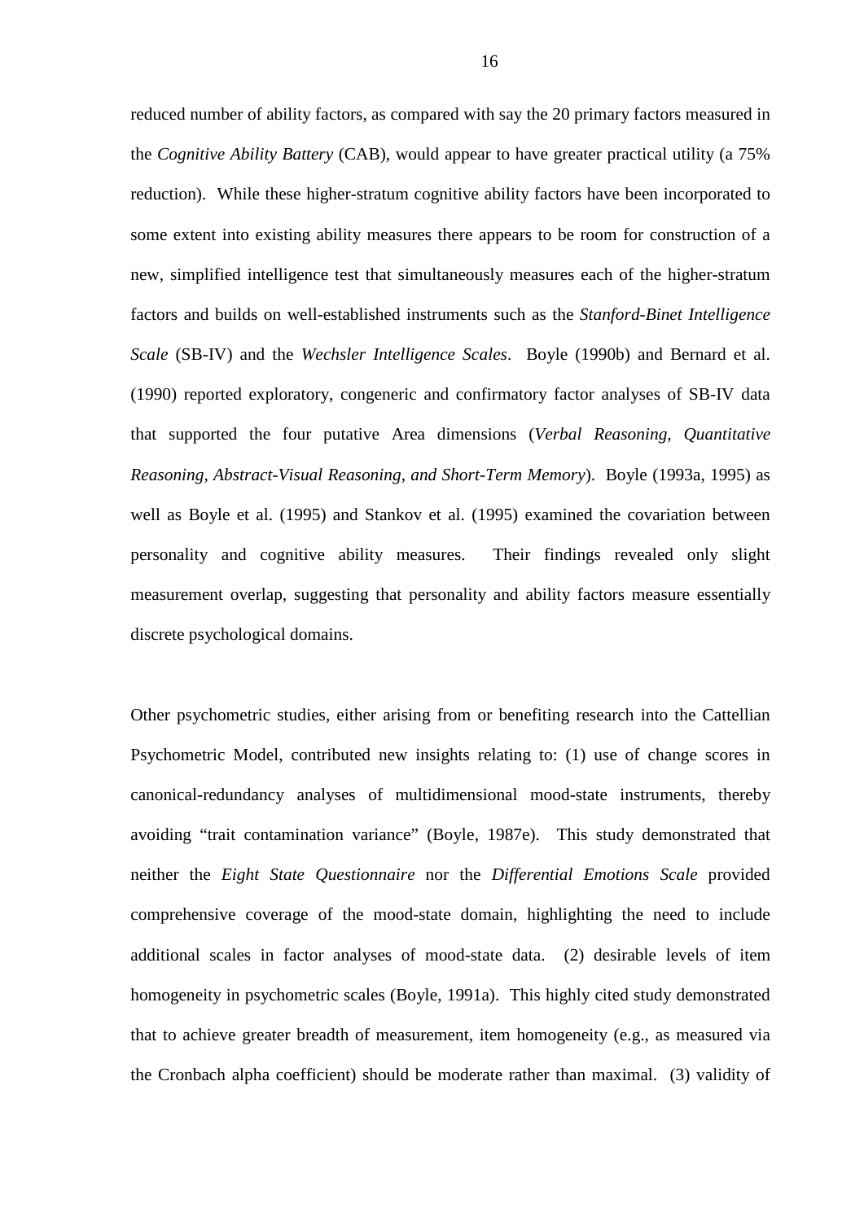reduced number of ability factors, as compared with say the 20 primary factors measured in the *Cognitive Ability Battery* (CAB), would appear to have greater practical utility (a 75% reduction). While these higher-stratum cognitive ability factors have been incorporated to some extent into existing ability measures there appears to be room for construction of a new, simplified intelligence test that simultaneously measures each of the higher-stratum factors and builds on well-established instruments such as the *Stanford-Binet Intelligence Scale* (SB-IV) and the *Wechsler Intelligence Scales*. Boyle (1990b) and Bernard et al. (1990) reported exploratory, congeneric and confirmatory factor analyses of SB-IV data that supported the four putative Area dimensions (*Verbal Reasoning, Quantitative Reasoning, Abstract-Visual Reasoning, and Short-Term Memory*). Boyle (1993a, 1995) as well as Boyle et al. (1995) and Stankov et al. (1995) examined the covariation between personality and cognitive ability measures. Their findings revealed only slight measurement overlap, suggesting that personality and ability factors measure essentially discrete psychological domains.

Other psychometric studies, either arising from or benefiting research into the Cattellian Psychometric Model, contributed new insights relating to: (1) use of change scores in canonical-redundancy analyses of multidimensional mood-state instruments, thereby avoiding "trait contamination variance" (Boyle, 1987e). This study demonstrated that neither the *Eight State Questionnaire* nor the *Differential Emotions Scale* provided comprehensive coverage of the mood-state domain, highlighting the need to include additional scales in factor analyses of mood-state data. (2) desirable levels of item homogeneity in psychometric scales (Boyle, 1991a). This highly cited study demonstrated that to achieve greater breadth of measurement, item homogeneity (e.g., as measured via the Cronbach alpha coefficient) should be moderate rather than maximal. (3) validity of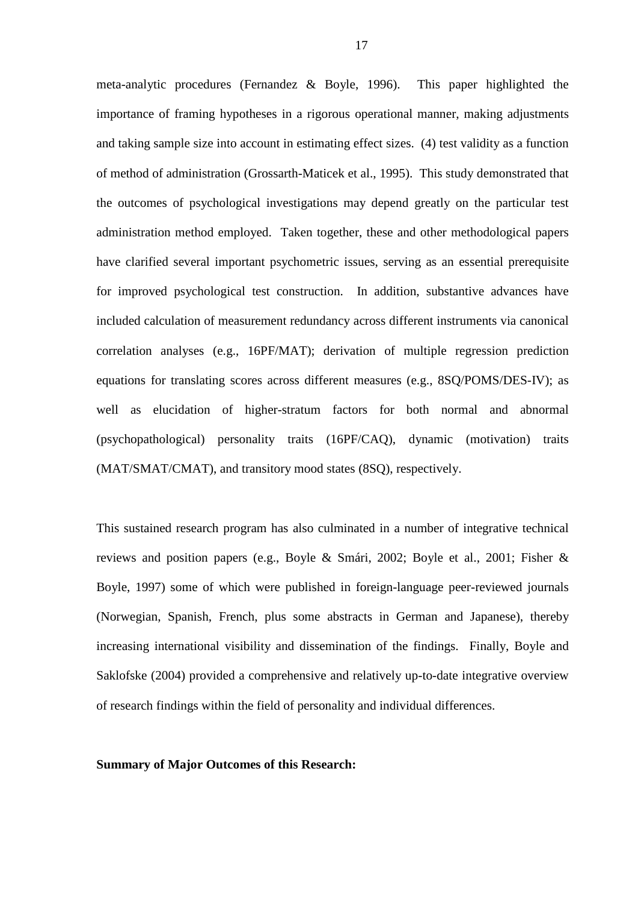meta-analytic procedures (Fernandez & Boyle, 1996). This paper highlighted the importance of framing hypotheses in a rigorous operational manner, making adjustments and taking sample size into account in estimating effect sizes. (4) test validity as a function of method of administration (Grossarth-Maticek et al., 1995). This study demonstrated that the outcomes of psychological investigations may depend greatly on the particular test administration method employed. Taken together, these and other methodological papers have clarified several important psychometric issues, serving as an essential prerequisite for improved psychological test construction. In addition, substantive advances have included calculation of measurement redundancy across different instruments via canonical correlation analyses (e.g., 16PF/MAT); derivation of multiple regression prediction equations for translating scores across different measures (e.g., 8SQ/POMS/DES-IV); as well as elucidation of higher-stratum factors for both normal and abnormal (psychopathological) personality traits (16PF/CAQ), dynamic (motivation) traits (MAT/SMAT/CMAT), and transitory mood states (8SQ), respectively.

This sustained research program has also culminated in a number of integrative technical reviews and position papers (e.g., Boyle & Smári, 2002; Boyle et al., 2001; Fisher & Boyle, 1997) some of which were published in foreign-language peer-reviewed journals (Norwegian, Spanish, French, plus some abstracts in German and Japanese), thereby increasing international visibility and dissemination of the findings. Finally, Boyle and Saklofske (2004) provided a comprehensive and relatively up-to-date integrative overview of research findings within the field of personality and individual differences.

**Summary of Major Outcomes of this Research:**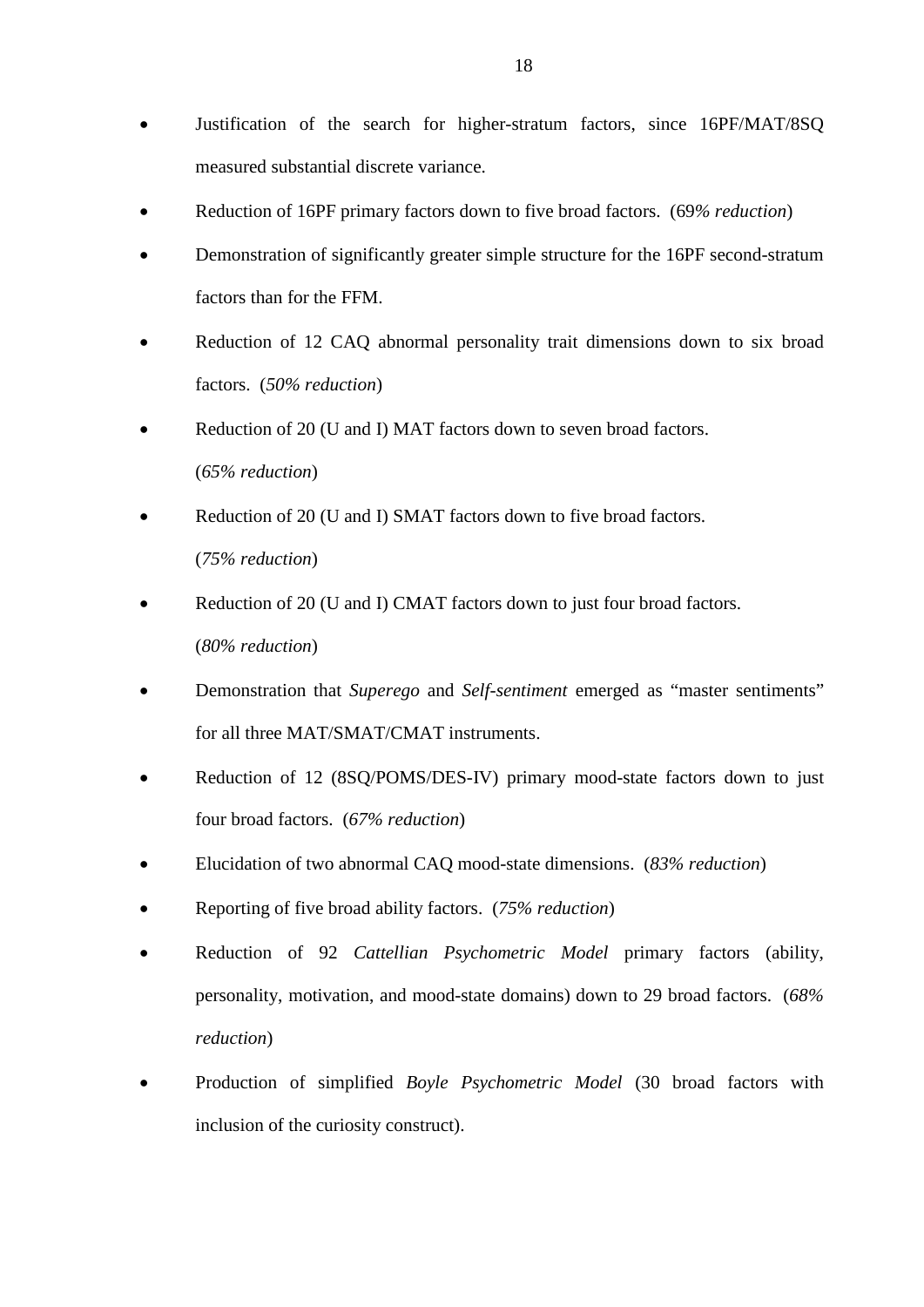- Justification of the search for higher-stratum factors, since 16PF/MAT/8SQ measured substantial discrete variance.
- Reduction of 16PF primary factors down to five broad factors. (69*% reduction*)
- Demonstration of significantly greater simple structure for the 16PF second-stratum factors than for the FFM.
- Reduction of 12 CAQ abnormal personality trait dimensions down to six broad factors. (*50% reduction*)
- Reduction of 20 (U and I) MAT factors down to seven broad factors. (*65% reduction*)
- Reduction of 20 (U and I) SMAT factors down to five broad factors. (*75% reduction*)
- Reduction of 20 (U and I) CMAT factors down to just four broad factors. (*80% reduction*)
- Demonstration that *Superego* and *Self-sentiment* emerged as "master sentiments" for all three MAT/SMAT/CMAT instruments.
- Reduction of 12 (8SQ/POMS/DES-IV) primary mood-state factors down to just four broad factors. (*67% reduction*)
- Elucidation of two abnormal CAQ mood-state dimensions. (*83% reduction*)
- Reporting of five broad ability factors. (*75% reduction*)
- Reduction of 92 *Cattellian Psychometric Model* primary factors (ability, personality, motivation, and mood-state domains) down to 29 broad factors. (*68% reduction*)
- Production of simplified *Boyle Psychometric Model* (30 broad factors with inclusion of the curiosity construct).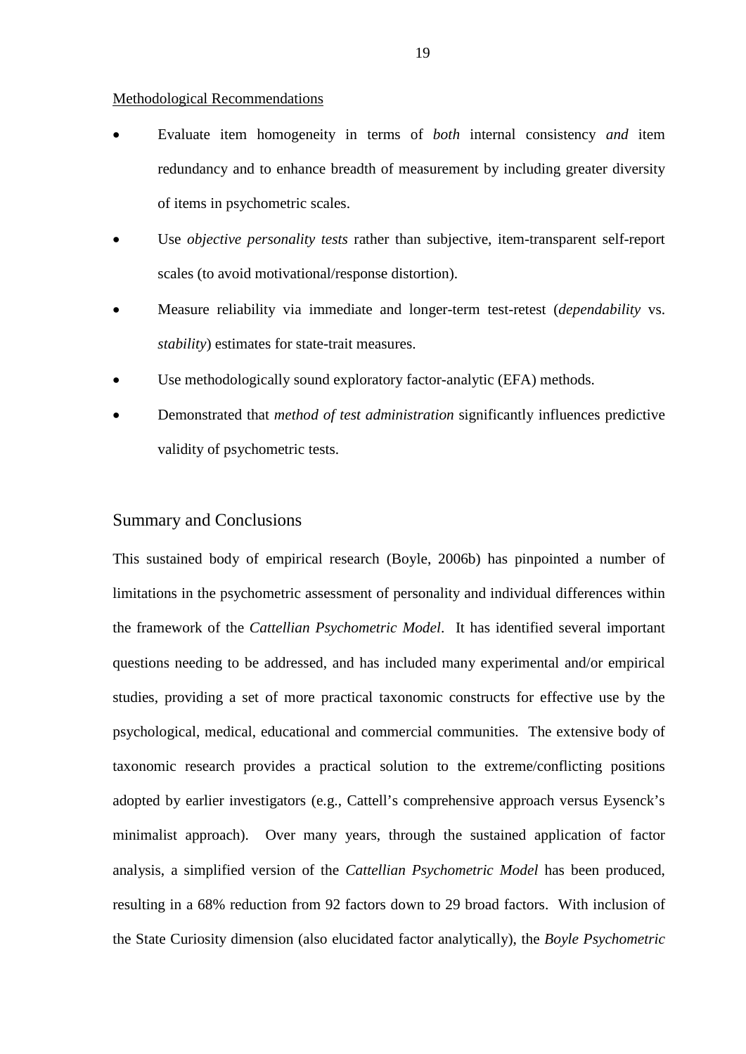Methodological Recommendations

- Evaluate item homogeneity in terms of *both* internal consistency *and* item redundancy and to enhance breadth of measurement by including greater diversity of items in psychometric scales.
- Use *objective personality tests* rather than subjective, item-transparent self-report scales (to avoid motivational/response distortion).
- Measure reliability via immediate and longer-term test-retest (*dependability* vs. *stability*) estimates for state-trait measures.
- Use methodologically sound exploratory factor-analytic (EFA) methods.
- Demonstrated that *method of test administration* significantly influences predictive validity of psychometric tests.

## Summary and Conclusions

This sustained body of empirical research (Boyle, 2006b) has pinpointed a number of limitations in the psychometric assessment of personality and individual differences within the framework of the *Cattellian Psychometric Model*. It has identified several important questions needing to be addressed, and has included many experimental and/or empirical studies, providing a set of more practical taxonomic constructs for effective use by the psychological, medical, educational and commercial communities. The extensive body of taxonomic research provides a practical solution to the extreme/conflicting positions adopted by earlier investigators (e.g., Cattell's comprehensive approach versus Eysenck's minimalist approach). Over many years, through the sustained application of factor analysis, a simplified version of the *Cattellian Psychometric Model* has been produced, resulting in a 68% reduction from 92 factors down to 29 broad factors. With inclusion of the State Curiosity dimension (also elucidated factor analytically), the *Boyle Psychometric*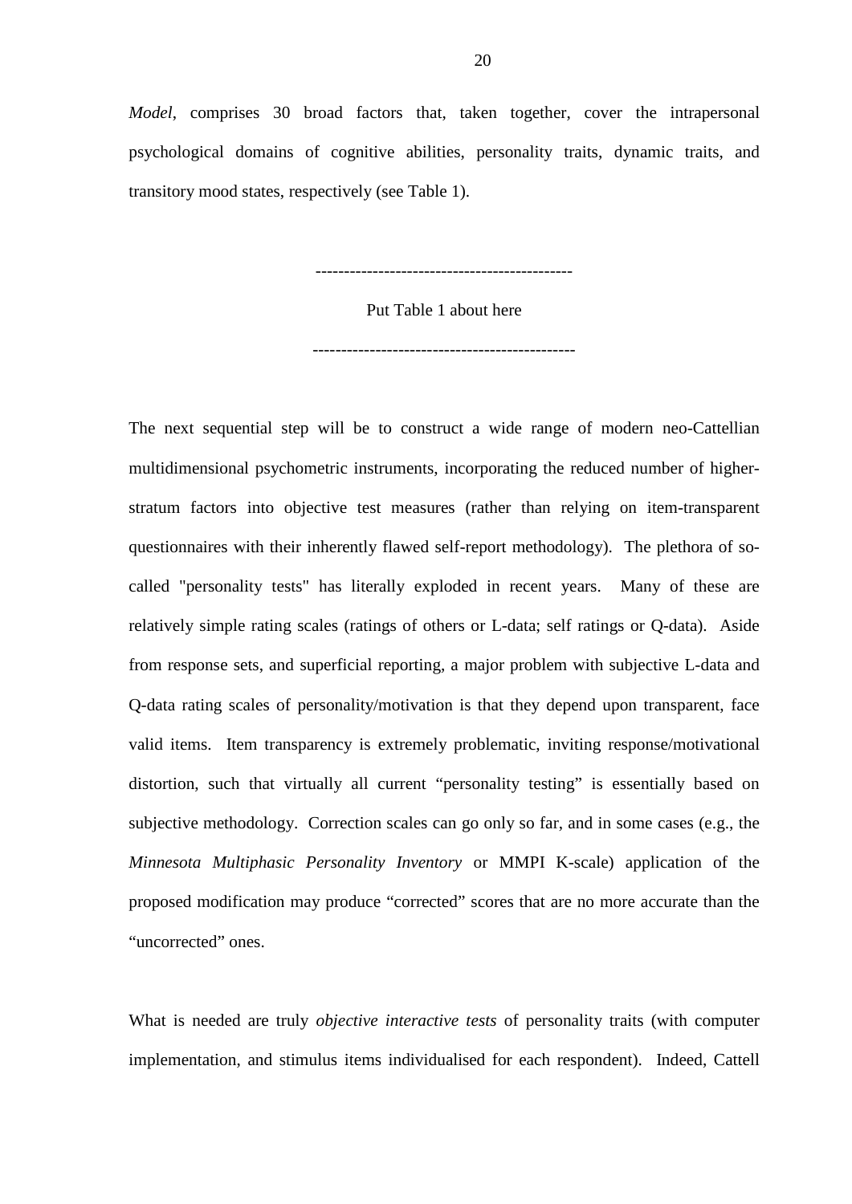*Model*, comprises 30 broad factors that, taken together, cover the intrapersonal psychological domains of cognitive abilities, personality traits, dynamic traits, and transitory mood states, respectively (see Table 1).

--------------------------------------------

Put Table 1 about here

---------------------------------------------

The next sequential step will be to construct a wide range of modern neo-Cattellian multidimensional psychometric instruments, incorporating the reduced number of higher-stratum factors into objective test measures (rather than relying on item-transparent questionnaires with their inherently flawed self-report methodology). The plethora of so-called "personality tests" has literally exploded in recent years. Many of these are relatively simple rating scales (ratings of others or L-data; self ratings or Q-data). Aside from response sets, and superficial reporting, a major problem with subjective L-data and Q-data rating scales of personality/motivation is that they depend upon transparent, face valid items. Item transparency is extremely problematic, inviting response/motivational distortion, such that virtually all current "personality testing" is essentially based on subjective methodology. Correction scales can go only so far, and in some cases (e.g., the *Minnesota Multiphasic Personality Inventory* or MMPI K-scale) application of the proposed modification may produce "corrected" scores that are no more accurate than the "uncorrected" ones.

What is needed are truly *objective interactive tests* of personality traits (with computer implementation, and stimulus items individualised for each respondent). Indeed, Cattell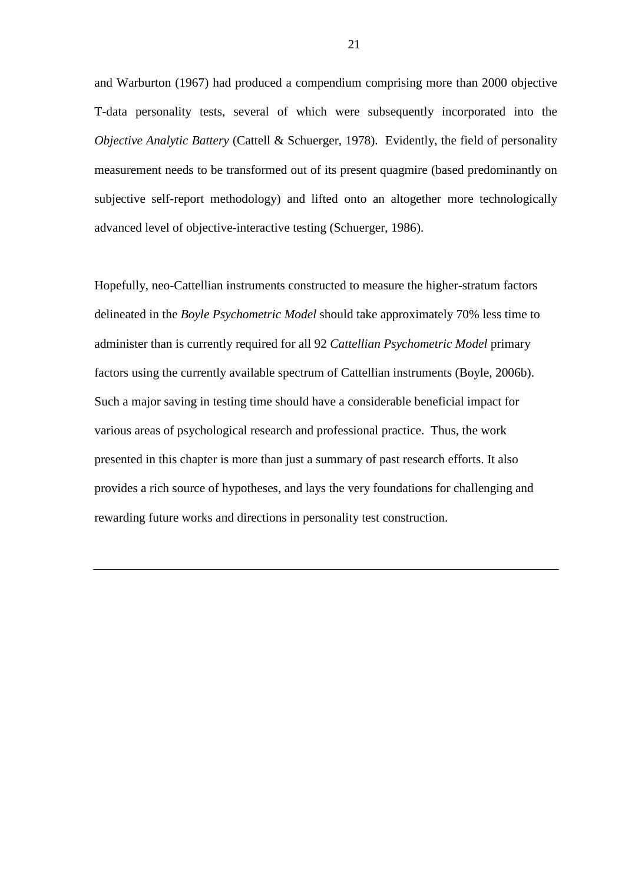and Warburton (1967) had produced a compendium comprising more than 2000 objective T-data personality tests, several of which were subsequently incorporated into the *Objective Analytic Battery* (Cattell & Schuerger, 1978). Evidently, the field of personality measurement needs to be transformed out of its present quagmire (based predominantly on subjective self-report methodology) and lifted onto an altogether more technologically advanced level of objective-interactive testing (Schuerger, 1986).

Hopefully, neo-Cattellian instruments constructed to measure the higher-stratum factors delineated in the *Boyle Psychometric Model* should take approximately 70% less time to administer than is currently required for all 92 *Cattellian Psychometric Model* primary factors using the currently available spectrum of Cattellian instruments (Boyle, 2006b). Such a major saving in testing time should have a considerable beneficial impact for various areas of psychological research and professional practice. Thus, the work presented in this chapter is more than just a summary of past research efforts. It also provides a rich source of hypotheses, and lays the very foundations for challenging and rewarding future works and directions in personality test construction.

---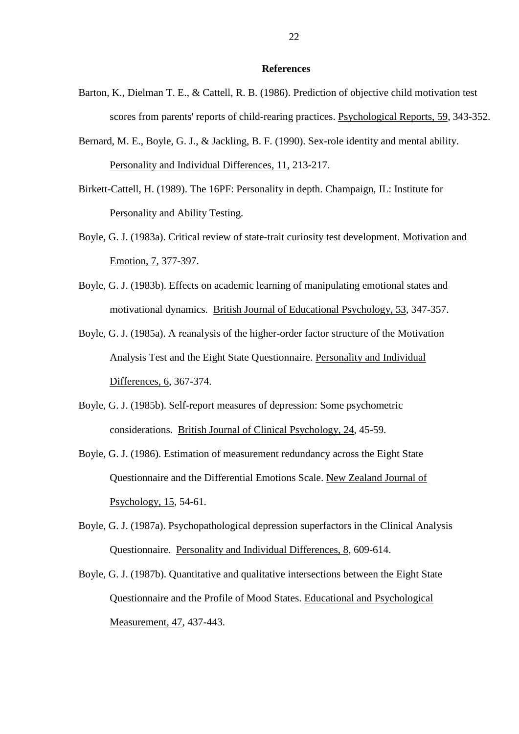## References

Barton, K., Dielman T. E., & Cattell, R. B. (1986). Prediction of objective child motivation test scores from parents' reports of child-rearing practices. Psychological Reports, 59, 343-352.

Bernard, M. E., Boyle, G. J., & Jackling, B. F. (1990). Sex-role identity and mental ability. Personality and Individual Differences, 11, 213-217.

Birkett-Cattell, H. (1989). The 16PF: Personality in depth. Champaign, IL: Institute for Personality and Ability Testing.

Boyle, G. J. (1983a). Critical review of state-trait curiosity test development. Motivation and Emotion, 7, 377-397.

Boyle, G. J. (1983b). Effects on academic learning of manipulating emotional states and motivational dynamics. British Journal of Educational Psychology, 53, 347-357.

Boyle, G. J. (1985a). A reanalysis of the higher-order factor structure of the Motivation Analysis Test and the Eight State Questionnaire. Personality and Individual Differences, 6, 367-374.

Boyle, G. J. (1985b). Self-report measures of depression: Some psychometric considerations. British Journal of Clinical Psychology, 24, 45-59.

Boyle, G. J. (1986). Estimation of measurement redundancy across the Eight State Questionnaire and the Differential Emotions Scale. New Zealand Journal of Psychology, 15, 54-61.

Boyle, G. J. (1987a). Psychopathological depression superfactors in the Clinical Analysis Questionnaire. Personality and Individual Differences, 8, 609-614.

Boyle, G. J. (1987b). Quantitative and qualitative intersections between the Eight State Questionnaire and the Profile of Mood States. Educational and Psychological Measurement, 47, 437-443.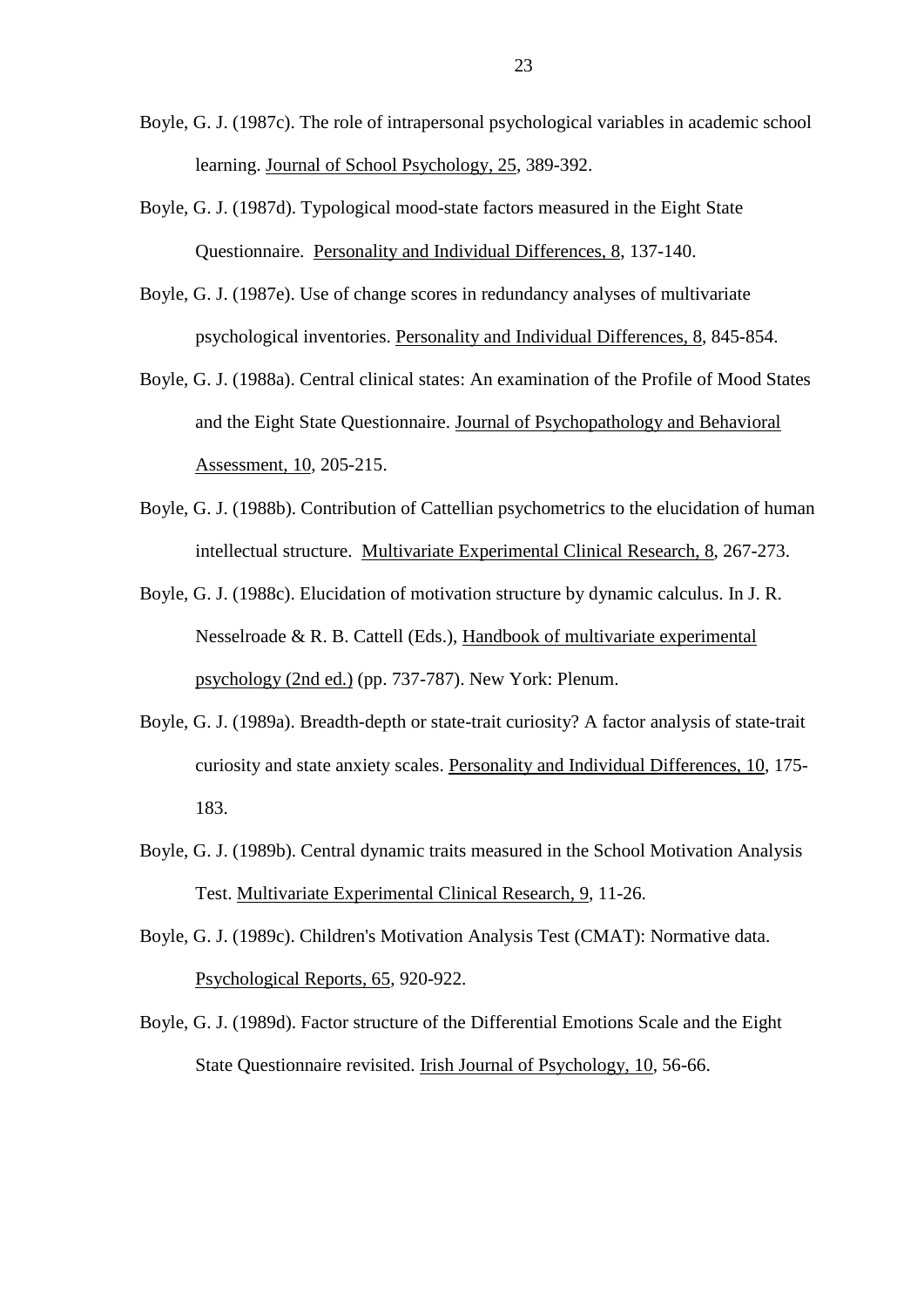Boyle, G. J. (1987c). The role of intrapersonal psychological variables in academic school learning. Journal of School Psychology, 25, 389-392.

Boyle, G. J. (1987d). Typological mood-state factors measured in the Eight State Questionnaire. Personality and Individual Differences, 8, 137-140.

Boyle, G. J. (1987e). Use of change scores in redundancy analyses of multivariate psychological inventories. Personality and Individual Differences, 8, 845-854.

Boyle, G. J. (1988a). Central clinical states: An examination of the Profile of Mood States and the Eight State Questionnaire. Journal of Psychopathology and Behavioral Assessment, 10, 205-215.

Boyle, G. J. (1988b). Contribution of Cattellian psychometrics to the elucidation of human intellectual structure. Multivariate Experimental Clinical Research, 8, 267-273.

Boyle, G. J. (1988c). Elucidation of motivation structure by dynamic calculus. In J. R. Nesselroade & R. B. Cattell (Eds.), Handbook of multivariate experimental psychology (2nd ed.) (pp. 737-787). New York: Plenum.

Boyle, G. J. (1989a). Breadth-depth or state-trait curiosity? A factor analysis of state-trait curiosity and state anxiety scales. Personality and Individual Differences, 10, 175-183.

Boyle, G. J. (1989b). Central dynamic traits measured in the School Motivation Analysis Test. Multivariate Experimental Clinical Research, 9, 11-26.

Boyle, G. J. (1989c). Children's Motivation Analysis Test (CMAT): Normative data. Psychological Reports, 65, 920-922.

Boyle, G. J. (1989d). Factor structure of the Differential Emotions Scale and the Eight State Questionnaire revisited. Irish Journal of Psychology, 10, 56-66.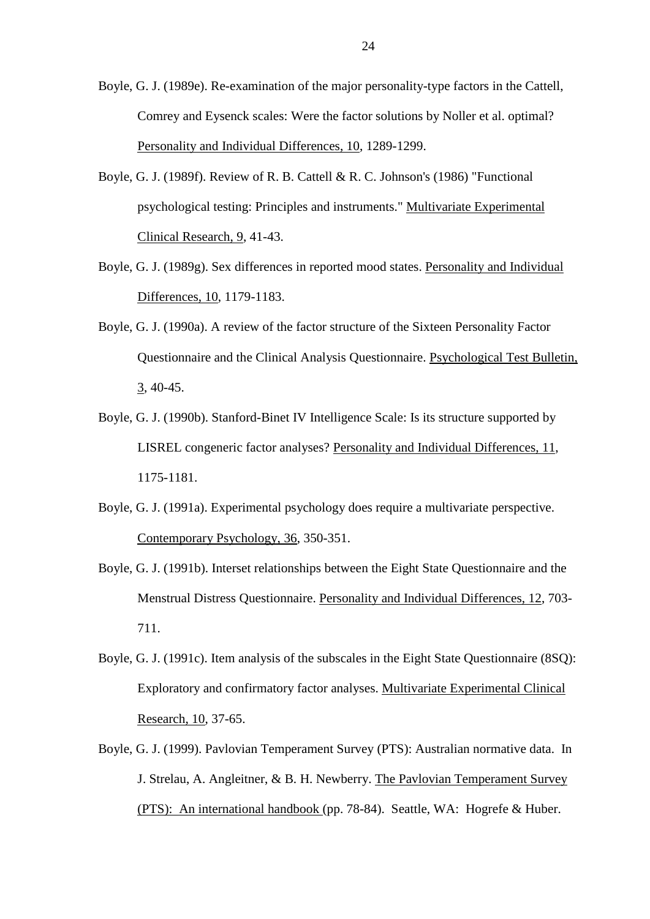Boyle, G. J. (1989e). Re-examination of the major personality-type factors in the Cattell, Comrey and Eysenck scales: Were the factor solutions by Noller et al. optimal? Personality and Individual Differences, 10, 1289-1299.

Boyle, G. J. (1989f). Review of R. B. Cattell & R. C. Johnson's (1986) "Functional psychological testing: Principles and instruments." Multivariate Experimental Clinical Research, 9, 41-43.

Boyle, G. J. (1989g). Sex differences in reported mood states. Personality and Individual Differences, 10, 1179-1183.

Boyle, G. J. (1990a). A review of the factor structure of the Sixteen Personality Factor Questionnaire and the Clinical Analysis Questionnaire. Psychological Test Bulletin, 3, 40-45.

Boyle, G. J. (1990b). Stanford-Binet IV Intelligence Scale: Is its structure supported by LISREL congeneric factor analyses? Personality and Individual Differences, 11, 1175-1181.

Boyle, G. J. (1991a). Experimental psychology does require a multivariate perspective. Contemporary Psychology, 36, 350-351.

Boyle, G. J. (1991b). Interset relationships between the Eight State Questionnaire and the Menstrual Distress Questionnaire. Personality and Individual Differences, 12, 703-711.

Boyle, G. J. (1991c). Item analysis of the subscales in the Eight State Questionnaire (8SQ): Exploratory and confirmatory factor analyses. Multivariate Experimental Clinical Research, 10, 37-65.

Boyle, G. J. (1999). Pavlovian Temperament Survey (PTS): Australian normative data. In J. Strelau, A. Angleitner, & B. H. Newberry. The Pavlovian Temperament Survey (PTS): An international handbook (pp. 78-84). Seattle, WA: Hogrefe & Huber.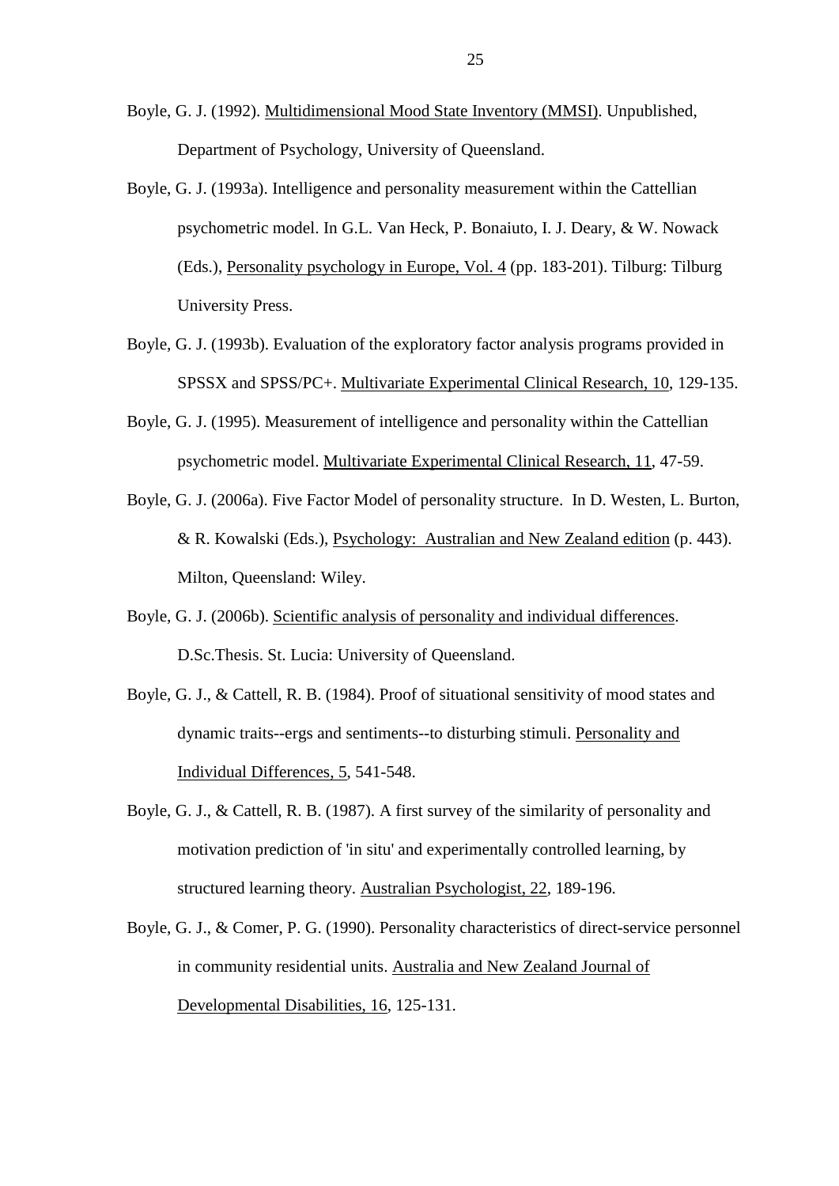Boyle, G. J. (1992). Multidimensional Mood State Inventory (MMSI). Unpublished, Department of Psychology, University of Queensland.

Boyle, G. J. (1993a). Intelligence and personality measurement within the Cattellian psychometric model. In G.L. Van Heck, P. Bonaiuto, I. J. Deary, & W. Nowack (Eds.), Personality psychology in Europe, Vol. 4 (pp. 183-201). Tilburg: Tilburg University Press.

Boyle, G. J. (1993b). Evaluation of the exploratory factor analysis programs provided in SPSSX and SPSS/PC+. Multivariate Experimental Clinical Research, 10, 129-135.

Boyle, G. J. (1995). Measurement of intelligence and personality within the Cattellian psychometric model. Multivariate Experimental Clinical Research, 11, 47-59.

Boyle, G. J. (2006a). Five Factor Model of personality structure. In D. Westen, L. Burton, & R. Kowalski (Eds.), Psychology: Australian and New Zealand edition (p. 443). Milton, Queensland: Wiley.

Boyle, G. J. (2006b). Scientific analysis of personality and individual differences. D.Sc.Thesis. St. Lucia: University of Queensland.

Boyle, G. J., & Cattell, R. B. (1984). Proof of situational sensitivity of mood states and dynamic traits--ergs and sentiments--to disturbing stimuli. Personality and Individual Differences, 5, 541-548.

Boyle, G. J., & Cattell, R. B. (1987). A first survey of the similarity of personality and motivation prediction of 'in situ' and experimentally controlled learning, by structured learning theory. Australian Psychologist, 22, 189-196.

Boyle, G. J., & Comer, P. G. (1990). Personality characteristics of direct-service personnel in community residential units. Australia and New Zealand Journal of Developmental Disabilities, 16, 125-131.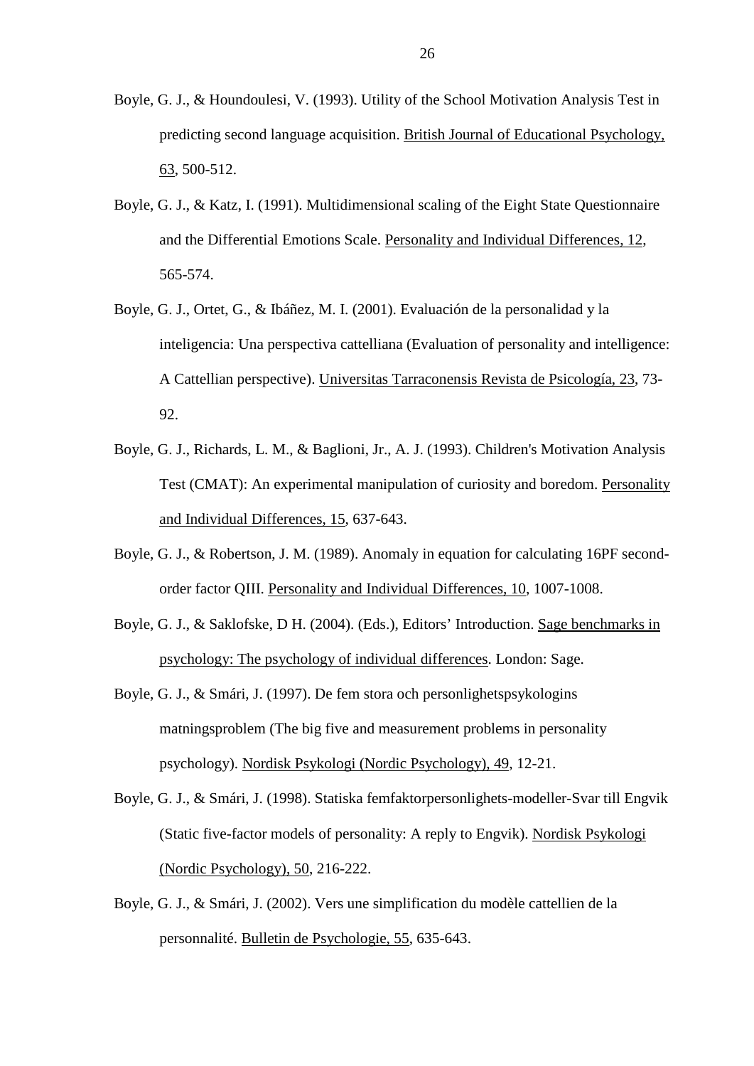Boyle, G. J., & Houndoulesi, V. (1993). Utility of the School Motivation Analysis Test in predicting second language acquisition. British Journal of Educational Psychology, 63, 500-512.

Boyle, G. J., & Katz, I. (1991). Multidimensional scaling of the Eight State Questionnaire and the Differential Emotions Scale. Personality and Individual Differences, 12, 565-574.

Boyle, G. J., Ortet, G., & Ibáñez, M. I. (2001). Evaluación de la personalidad y la inteligencia: Una perspectiva cattelliana (Evaluation of personality and intelligence: A Cattellian perspective). Universitas Tarraconensis Revista de Psicología, 23, 73-92.

Boyle, G. J., Richards, L. M., & Baglioni, Jr., A. J. (1993). Children's Motivation Analysis Test (CMAT): An experimental manipulation of curiosity and boredom. Personality and Individual Differences, 15, 637-643.

Boyle, G. J., & Robertson, J. M. (1989). Anomaly in equation for calculating 16PF second-order factor QIII. Personality and Individual Differences, 10, 1007-1008.

Boyle, G. J., & Saklofske, D H. (2004). (Eds.), Editors' Introduction. Sage benchmarks in psychology: The psychology of individual differences. London: Sage.

Boyle, G. J., & Smári, J. (1997). De fem stora och personlighetspsykologins matningsproblem (The big five and measurement problems in personality psychology). Nordisk Psykologi (Nordic Psychology), 49, 12-21.

Boyle, G. J., & Smári, J. (1998). Statiska femfaktorpersonlighets-modeller-Svar till Engvik (Static five-factor models of personality: A reply to Engvik). Nordisk Psykologi (Nordic Psychology), 50, 216-222.

Boyle, G. J., & Smári, J. (2002). Vers une simplification du modèle cattellien de la personnalité. Bulletin de Psychologie, 55, 635-643.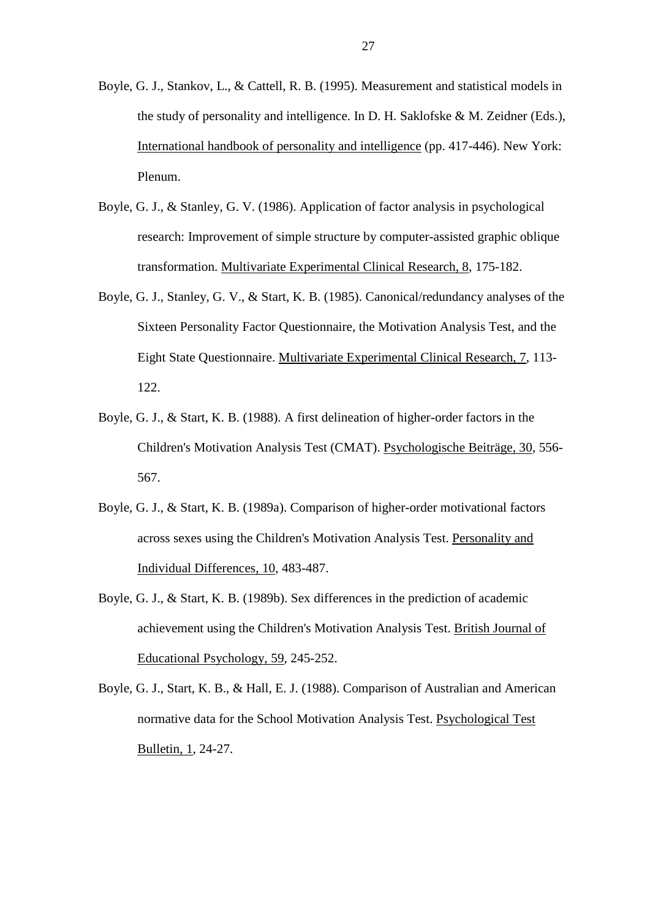Boyle, G. J., Stankov, L., & Cattell, R. B. (1995). Measurement and statistical models in the study of personality and intelligence. In D. H. Saklofske & M. Zeidner (Eds.), International handbook of personality and intelligence (pp. 417-446). New York: Plenum.

Boyle, G. J., & Stanley, G. V. (1986). Application of factor analysis in psychological research: Improvement of simple structure by computer-assisted graphic oblique transformation. Multivariate Experimental Clinical Research, 8, 175-182.

Boyle, G. J., Stanley, G. V., & Start, K. B. (1985). Canonical/redundancy analyses of the Sixteen Personality Factor Questionnaire, the Motivation Analysis Test, and the Eight State Questionnaire. Multivariate Experimental Clinical Research, 7, 113-122.

Boyle, G. J., & Start, K. B. (1988). A first delineation of higher-order factors in the Children's Motivation Analysis Test (CMAT). Psychologische Beiträge, 30, 556-567.

Boyle, G. J., & Start, K. B. (1989a). Comparison of higher-order motivational factors across sexes using the Children's Motivation Analysis Test. Personality and Individual Differences, 10, 483-487.

Boyle, G. J., & Start, K. B. (1989b). Sex differences in the prediction of academic achievement using the Children's Motivation Analysis Test. British Journal of Educational Psychology, 59, 245-252.

Boyle, G. J., Start, K. B., & Hall, E. J. (1988). Comparison of Australian and American normative data for the School Motivation Analysis Test. Psychological Test Bulletin, 1, 24-27.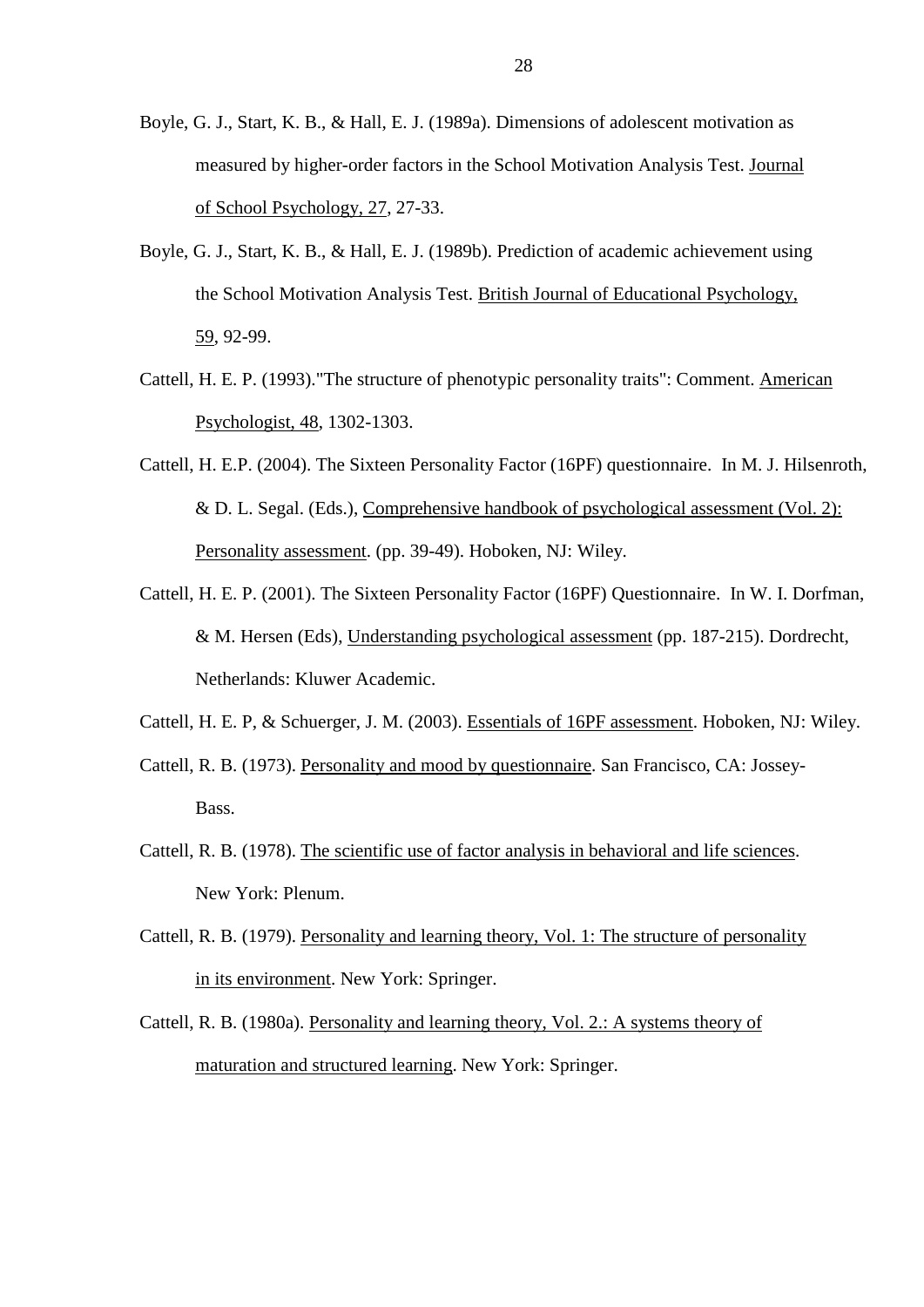Boyle, G. J., Start, K. B., & Hall, E. J. (1989a). Dimensions of adolescent motivation as measured by higher-order factors in the School Motivation Analysis Test. Journal of School Psychology, 27, 27-33.

Boyle, G. J., Start, K. B., & Hall, E. J. (1989b). Prediction of academic achievement using the School Motivation Analysis Test. British Journal of Educational Psychology, 59, 92-99.

Cattell, H. E. P. (1993)."The structure of phenotypic personality traits": Comment. American Psychologist, 48, 1302-1303.

Cattell, H. E.P. (2004). The Sixteen Personality Factor (16PF) questionnaire. In M. J. Hilsenroth, & D. L. Segal. (Eds.), Comprehensive handbook of psychological assessment (Vol. 2): Personality assessment. (pp. 39-49). Hoboken, NJ: Wiley.

Cattell, H. E. P. (2001). The Sixteen Personality Factor (16PF) Questionnaire. In W. I. Dorfman, & M. Hersen (Eds), Understanding psychological assessment (pp. 187-215). Dordrecht, Netherlands: Kluwer Academic.

Cattell, H. E. P, & Schuerger, J. M. (2003). Essentials of 16PF assessment. Hoboken, NJ: Wiley.

Cattell, R. B. (1973). Personality and mood by questionnaire. San Francisco, CA: Jossey-Bass.

Cattell, R. B. (1978). The scientific use of factor analysis in behavioral and life sciences. New York: Plenum.

Cattell, R. B. (1979). Personality and learning theory, Vol. 1: The structure of personality in its environment. New York: Springer.

Cattell, R. B. (1980a). Personality and learning theory, Vol. 2.: A systems theory of maturation and structured learning. New York: Springer.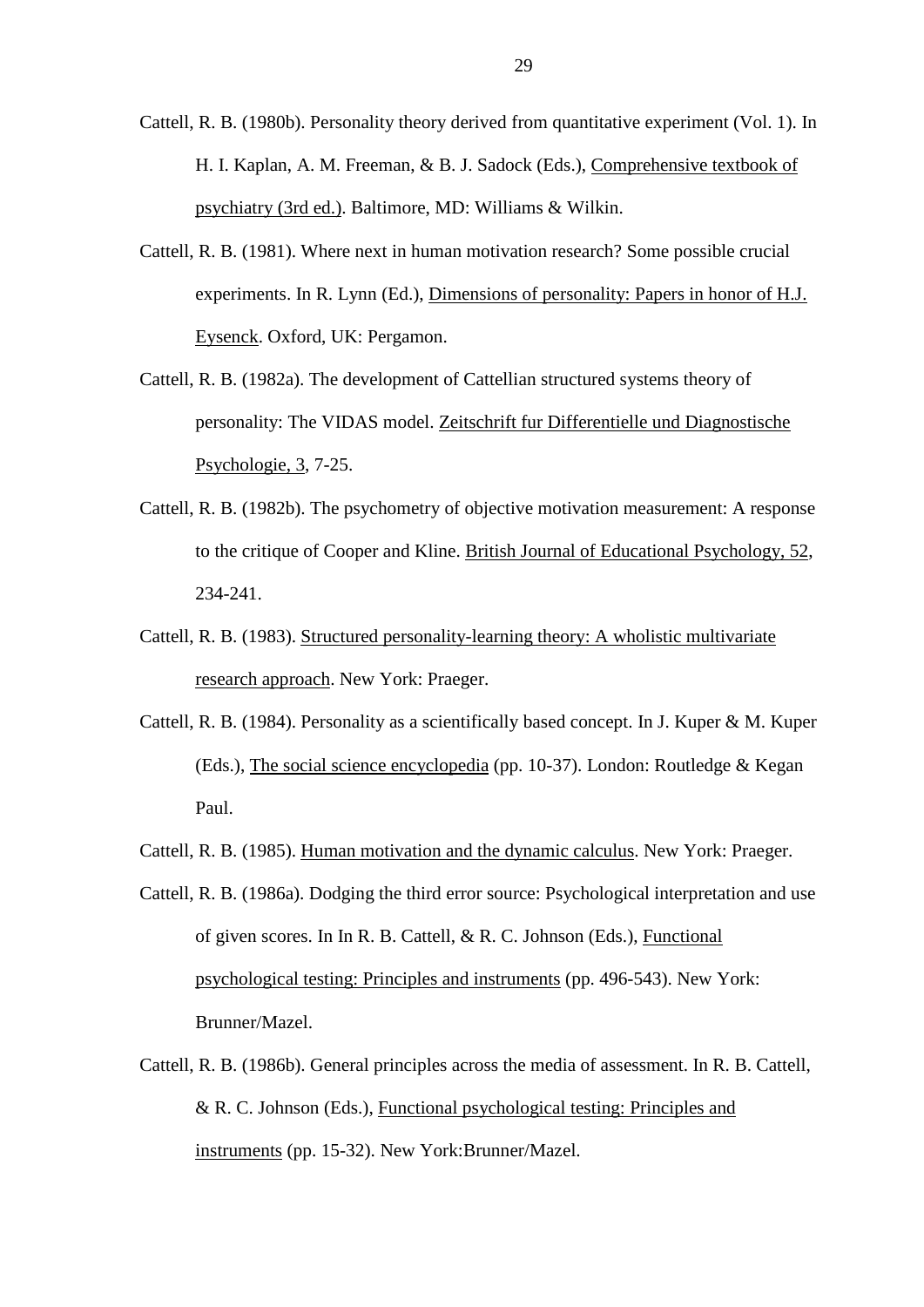Cattell, R. B. (1980b). Personality theory derived from quantitative experiment (Vol. 1). In H. I. Kaplan, A. M. Freeman, & B. J. Sadock (Eds.), Comprehensive textbook of psychiatry (3rd ed.). Baltimore, MD: Williams & Wilkin.

Cattell, R. B. (1981). Where next in human motivation research? Some possible crucial experiments. In R. Lynn (Ed.), Dimensions of personality: Papers in honor of H.J. Eysenck. Oxford, UK: Pergamon.

Cattell, R. B. (1982a). The development of Cattellian structured systems theory of personality: The VIDAS model. Zeitschrift fur Differentielle und Diagnostische Psychologie, 3, 7-25.

Cattell, R. B. (1982b). The psychometry of objective motivation measurement: A response to the critique of Cooper and Kline. British Journal of Educational Psychology, 52, 234-241.

Cattell, R. B. (1983). Structured personality-learning theory: A wholistic multivariate research approach. New York: Praeger.

Cattell, R. B. (1984). Personality as a scientifically based concept. In J. Kuper & M. Kuper (Eds.), The social science encyclopedia (pp. 10-37). London: Routledge & Kegan Paul.

Cattell, R. B. (1985). Human motivation and the dynamic calculus. New York: Praeger.

Cattell, R. B. (1986a). Dodging the third error source: Psychological interpretation and use of given scores. In In R. B. Cattell, & R. C. Johnson (Eds.), Functional psychological testing: Principles and instruments (pp. 496-543). New York: Brunner/Mazel.

Cattell, R. B. (1986b). General principles across the media of assessment. In R. B. Cattell, & R. C. Johnson (Eds.), Functional psychological testing: Principles and instruments (pp. 15-32). New York:Brunner/Mazel.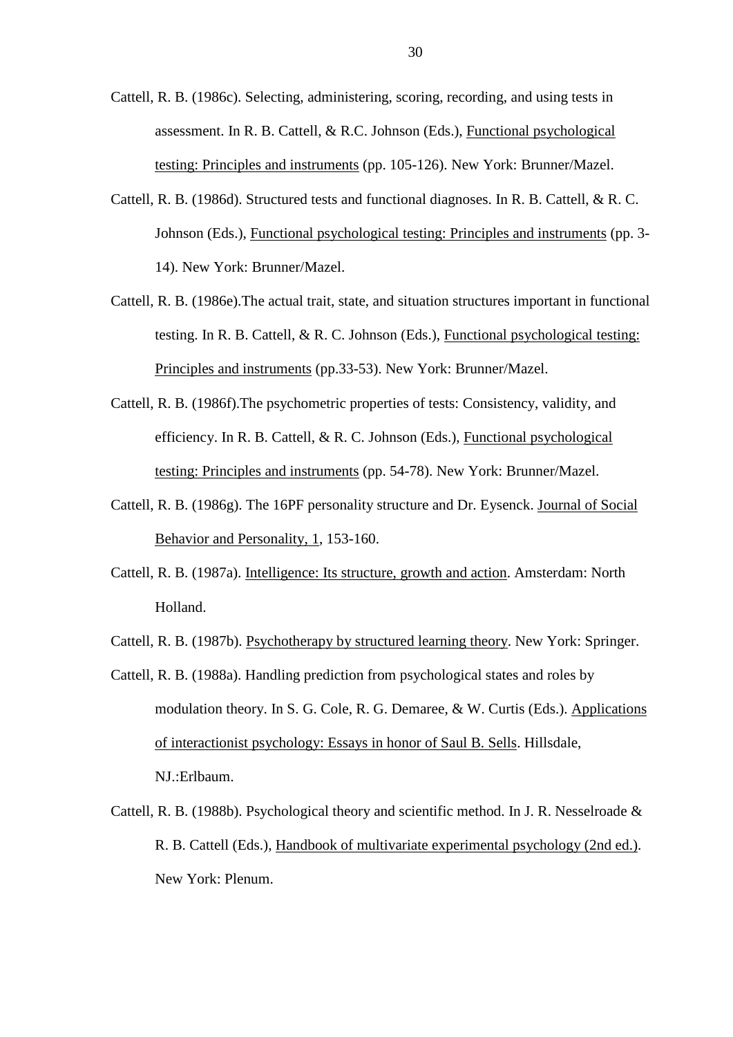Cattell, R. B. (1986c). Selecting, administering, scoring, recording, and using tests in assessment. In R. B. Cattell, & R.C. Johnson (Eds.), Functional psychological testing: Principles and instruments (pp. 105-126). New York: Brunner/Mazel.

Cattell, R. B. (1986d). Structured tests and functional diagnoses. In R. B. Cattell, & R. C. Johnson (Eds.), Functional psychological testing: Principles and instruments (pp. 3-14). New York: Brunner/Mazel.

Cattell, R. B. (1986e).The actual trait, state, and situation structures important in functional testing. In R. B. Cattell, & R. C. Johnson (Eds.), Functional psychological testing: Principles and instruments (pp.33-53). New York: Brunner/Mazel.

Cattell, R. B. (1986f).The psychometric properties of tests: Consistency, validity, and efficiency. In R. B. Cattell, & R. C. Johnson (Eds.), Functional psychological testing: Principles and instruments (pp. 54-78). New York: Brunner/Mazel.

Cattell, R. B. (1986g). The 16PF personality structure and Dr. Eysenck. Journal of Social Behavior and Personality, 1, 153-160.

Cattell, R. B. (1987a). Intelligence: Its structure, growth and action. Amsterdam: North Holland.

Cattell, R. B. (1987b). Psychotherapy by structured learning theory. New York: Springer.

Cattell, R. B. (1988a). Handling prediction from psychological states and roles by modulation theory. In S. G. Cole, R. G. Demaree, & W. Curtis (Eds.). Applications of interactionist psychology: Essays in honor of Saul B. Sells. Hillsdale, NJ.:Erlbaum.

Cattell, R. B. (1988b). Psychological theory and scientific method. In J. R. Nesselroade & R. B. Cattell (Eds.), Handbook of multivariate experimental psychology (2nd ed.). New York: Plenum.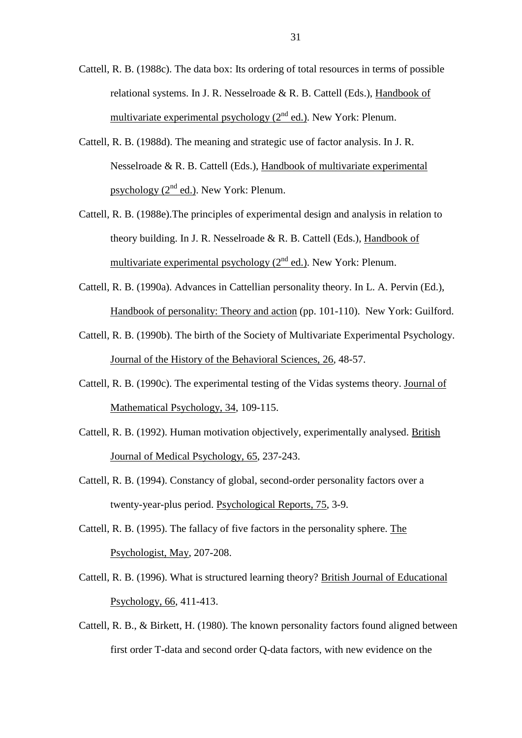Cattell, R. B. (1988c). The data box: Its ordering of total resources in terms of possible relational systems. In J. R. Nesselroade & R. B. Cattell (Eds.), Handbook of multivariate experimental psychology (2nd ed.). New York: Plenum.

Cattell, R. B. (1988d). The meaning and strategic use of factor analysis. In J. R. Nesselroade & R. B. Cattell (Eds.), Handbook of multivariate experimental psychology (2nd ed.). New York: Plenum.

Cattell, R. B. (1988e).The principles of experimental design and analysis in relation to theory building. In J. R. Nesselroade & R. B. Cattell (Eds.), Handbook of multivariate experimental psychology (2nd ed.). New York: Plenum.

Cattell, R. B. (1990a). Advances in Cattellian personality theory. In L. A. Pervin (Ed.), Handbook of personality: Theory and action (pp. 101-110). New York: Guilford.

Cattell, R. B. (1990b). The birth of the Society of Multivariate Experimental Psychology. Journal of the History of the Behavioral Sciences, 26, 48-57.

Cattell, R. B. (1990c). The experimental testing of the Vidas systems theory. Journal of Mathematical Psychology, 34, 109-115.

Cattell, R. B. (1992). Human motivation objectively, experimentally analysed. British Journal of Medical Psychology, 65, 237-243.

Cattell, R. B. (1994). Constancy of global, second-order personality factors over a twenty-year-plus period. Psychological Reports, 75, 3-9.

Cattell, R. B. (1995). The fallacy of five factors in the personality sphere. The Psychologist, May, 207-208.

Cattell, R. B. (1996). What is structured learning theory? British Journal of Educational Psychology, 66, 411-413.

Cattell, R. B., & Birkett, H. (1980). The known personality factors found aligned between first order T-data and second order Q-data factors, with new evidence on the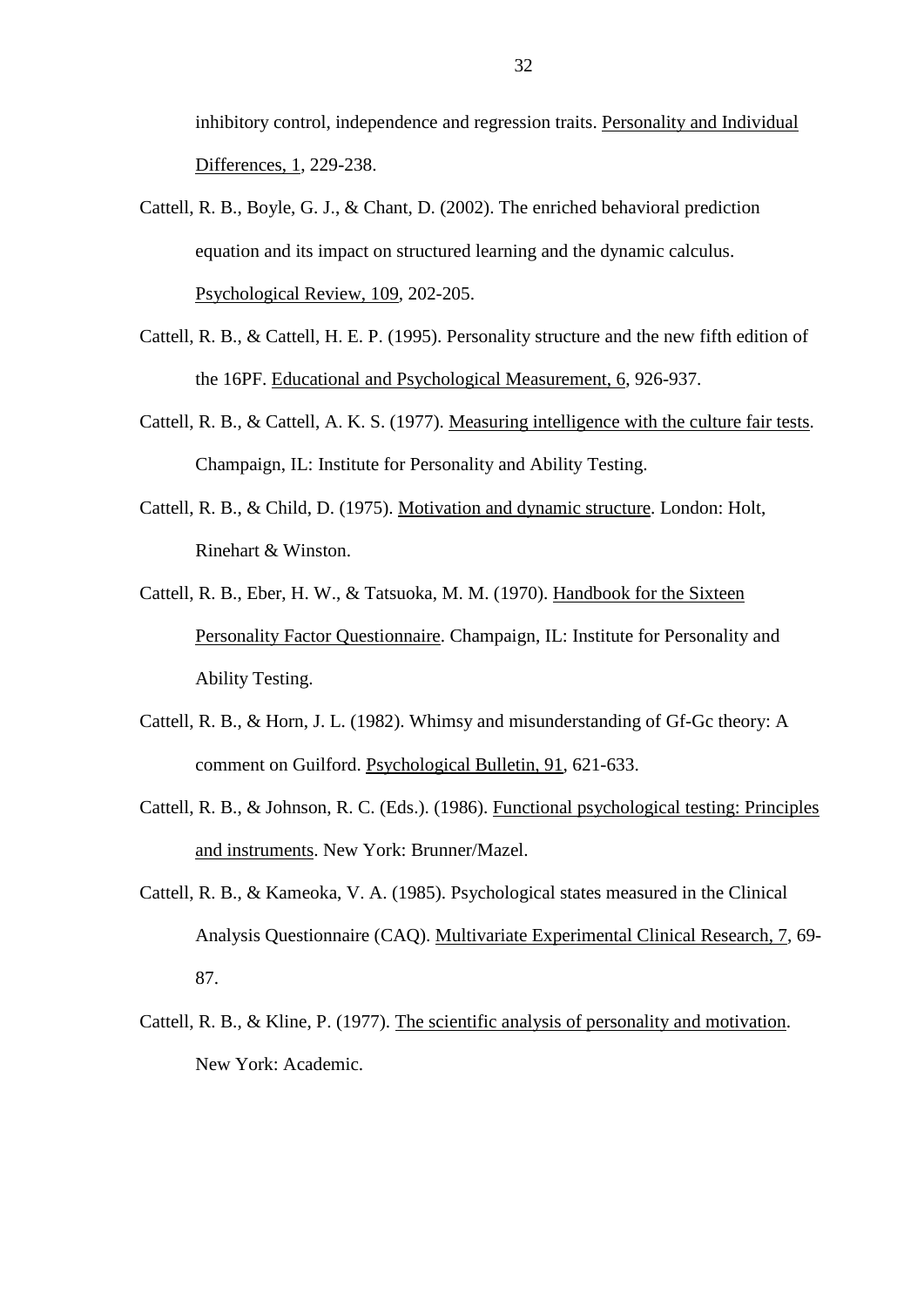inhibitory control, independence and regression traits. Personality and Individual Differences, 1, 229-238.

Cattell, R. B., Boyle, G. J., & Chant, D. (2002). The enriched behavioral prediction equation and its impact on structured learning and the dynamic calculus. Psychological Review, 109, 202-205.

Cattell, R. B., & Cattell, H. E. P. (1995). Personality structure and the new fifth edition of the 16PF. Educational and Psychological Measurement, 6, 926-937.

Cattell, R. B., & Cattell, A. K. S. (1977). Measuring intelligence with the culture fair tests. Champaign, IL: Institute for Personality and Ability Testing.

Cattell, R. B., & Child, D. (1975). Motivation and dynamic structure. London: Holt, Rinehart & Winston.

Cattell, R. B., Eber, H. W., & Tatsuoka, M. M. (1970). Handbook for the Sixteen Personality Factor Questionnaire. Champaign, IL: Institute for Personality and Ability Testing.

Cattell, R. B., & Horn, J. L. (1982). Whimsy and misunderstanding of Gf-Gc theory: A comment on Guilford. Psychological Bulletin, 91, 621-633.

Cattell, R. B., & Johnson, R. C. (Eds.). (1986). Functional psychological testing: Principles and instruments. New York: Brunner/Mazel.

Cattell, R. B., & Kameoka, V. A. (1985). Psychological states measured in the Clinical Analysis Questionnaire (CAQ). Multivariate Experimental Clinical Research, 7, 69-87.

Cattell, R. B., & Kline, P. (1977). The scientific analysis of personality and motivation. New York: Academic.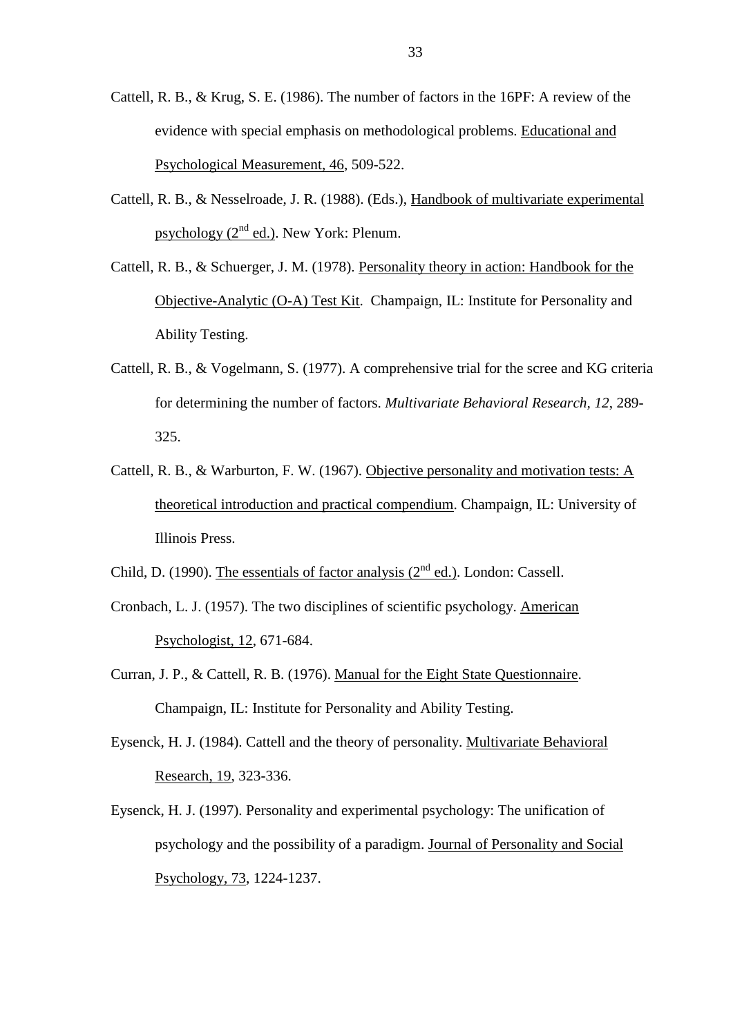Cattell, R. B., & Krug, S. E. (1986). The number of factors in the 16PF: A review of the evidence with special emphasis on methodological problems. Educational and Psychological Measurement, 46, 509-522.

Cattell, R. B., & Nesselroade, J. R. (1988). (Eds.), Handbook of multivariate experimental psychology (2nd ed.). New York: Plenum.

Cattell, R. B., & Schuerger, J. M. (1978). Personality theory in action: Handbook for the Objective-Analytic (O-A) Test Kit. Champaign, IL: Institute for Personality and Ability Testing.

Cattell, R. B., & Vogelmann, S. (1977). A comprehensive trial for the scree and KG criteria for determining the number of factors. *Multivariate Behavioral Research, 12*, 289-325.

Cattell, R. B., & Warburton, F. W. (1967). Objective personality and motivation tests: A theoretical introduction and practical compendium. Champaign, IL: University of Illinois Press.

Child, D. (1990). The essentials of factor analysis (2nd ed.). London: Cassell.

Cronbach, L. J. (1957). The two disciplines of scientific psychology. American Psychologist, 12, 671-684.

Curran, J. P., & Cattell, R. B. (1976). Manual for the Eight State Questionnaire. Champaign, IL: Institute for Personality and Ability Testing.

Eysenck, H. J. (1984). Cattell and the theory of personality. Multivariate Behavioral Research, 19, 323-336.

Eysenck, H. J. (1997). Personality and experimental psychology: The unification of psychology and the possibility of a paradigm. Journal of Personality and Social Psychology, 73, 1224-1237.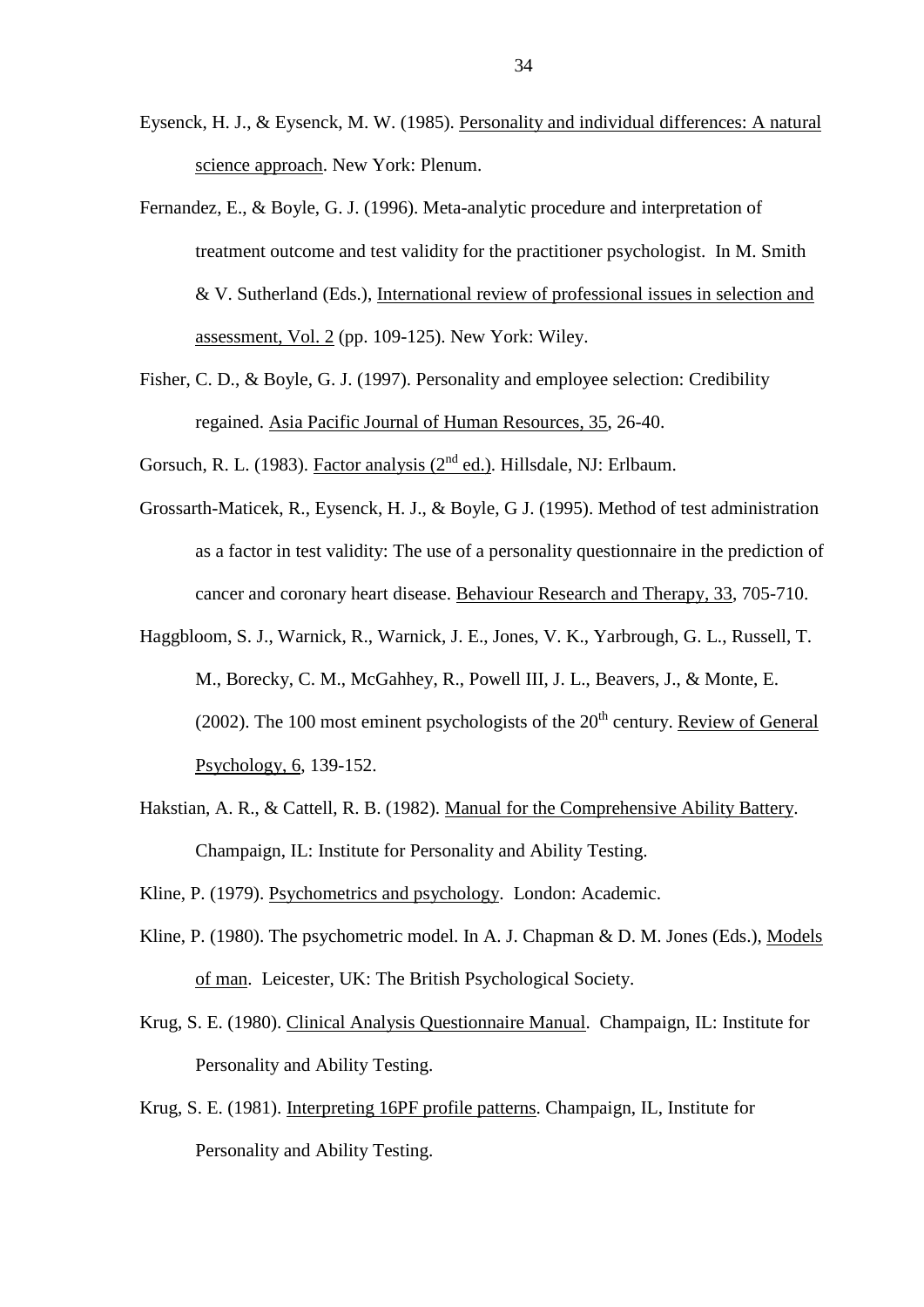Eysenck, H. J., & Eysenck, M. W. (1985). Personality and individual differences: A natural science approach. New York: Plenum.

Fernandez, E., & Boyle, G. J. (1996). Meta-analytic procedure and interpretation of treatment outcome and test validity for the practitioner psychologist. In M. Smith & V. Sutherland (Eds.), International review of professional issues in selection and assessment, Vol. 2 (pp. 109-125). New York: Wiley.

Fisher, C. D., & Boyle, G. J. (1997). Personality and employee selection: Credibility regained. Asia Pacific Journal of Human Resources, 35, 26-40.

Gorsuch, R. L. (1983). Factor analysis (2nd ed.). Hillsdale, NJ: Erlbaum.

Grossarth-Maticek, R., Eysenck, H. J., & Boyle, G J. (1995). Method of test administration as a factor in test validity: The use of a personality questionnaire in the prediction of cancer and coronary heart disease. Behaviour Research and Therapy, 33, 705-710.

Haggbloom, S. J., Warnick, R., Warnick, J. E., Jones, V. K., Yarbrough, G. L., Russell, T. M., Borecky, C. M., McGahhey, R., Powell III, J. L., Beavers, J., & Monte, E. (2002). The 100 most eminent psychologists of the 20th century. Review of General Psychology, 6, 139-152.

Hakstian, A. R., & Cattell, R. B. (1982). Manual for the Comprehensive Ability Battery. Champaign, IL: Institute for Personality and Ability Testing.

Kline, P. (1979). Psychometrics and psychology. London: Academic.

Kline, P. (1980). The psychometric model. In A. J. Chapman & D. M. Jones (Eds.), Models of man. Leicester, UK: The British Psychological Society.

Krug, S. E. (1980). Clinical Analysis Questionnaire Manual. Champaign, IL: Institute for Personality and Ability Testing.

Krug, S. E. (1981). Interpreting 16PF profile patterns. Champaign, IL, Institute for Personality and Ability Testing.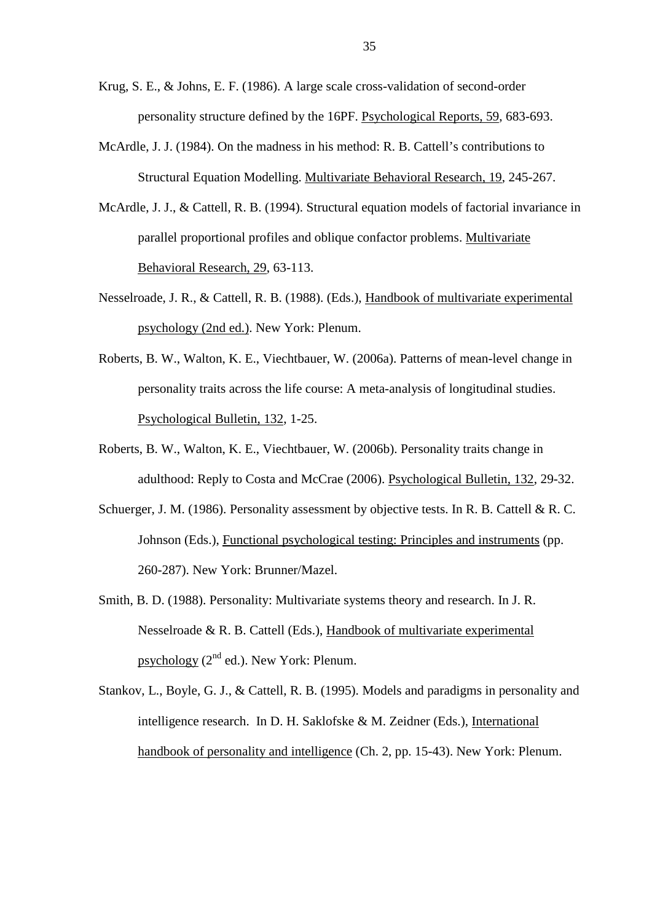Krug, S. E., & Johns, E. F. (1986). A large scale cross-validation of second-order personality structure defined by the 16PF. Psychological Reports, 59, 683-693.

McArdle, J. J. (1984). On the madness in his method: R. B. Cattell's contributions to Structural Equation Modelling. Multivariate Behavioral Research, 19, 245-267.

McArdle, J. J., & Cattell, R. B. (1994). Structural equation models of factorial invariance in parallel proportional profiles and oblique confactor problems. Multivariate Behavioral Research, 29, 63-113.

Nesselroade, J. R., & Cattell, R. B. (1988). (Eds.), Handbook of multivariate experimental psychology (2nd ed.). New York: Plenum.

Roberts, B. W., Walton, K. E., Viechtbauer, W. (2006a). Patterns of mean-level change in personality traits across the life course: A meta-analysis of longitudinal studies. Psychological Bulletin, 132, 1-25.

Roberts, B. W., Walton, K. E., Viechtbauer, W. (2006b). Personality traits change in adulthood: Reply to Costa and McCrae (2006). Psychological Bulletin, 132, 29-32.

Schuerger, J. M. (1986). Personality assessment by objective tests. In R. B. Cattell & R. C. Johnson (Eds.), Functional psychological testing: Principles and instruments (pp. 260-287). New York: Brunner/Mazel.

Smith, B. D. (1988). Personality: Multivariate systems theory and research. In J. R. Nesselroade & R. B. Cattell (Eds.), Handbook of multivariate experimental psychology (2nd ed.). New York: Plenum.

Stankov, L., Boyle, G. J., & Cattell, R. B. (1995). Models and paradigms in personality and intelligence research. In D. H. Saklofske & M. Zeidner (Eds.), International handbook of personality and intelligence (Ch. 2, pp. 15-43). New York: Plenum.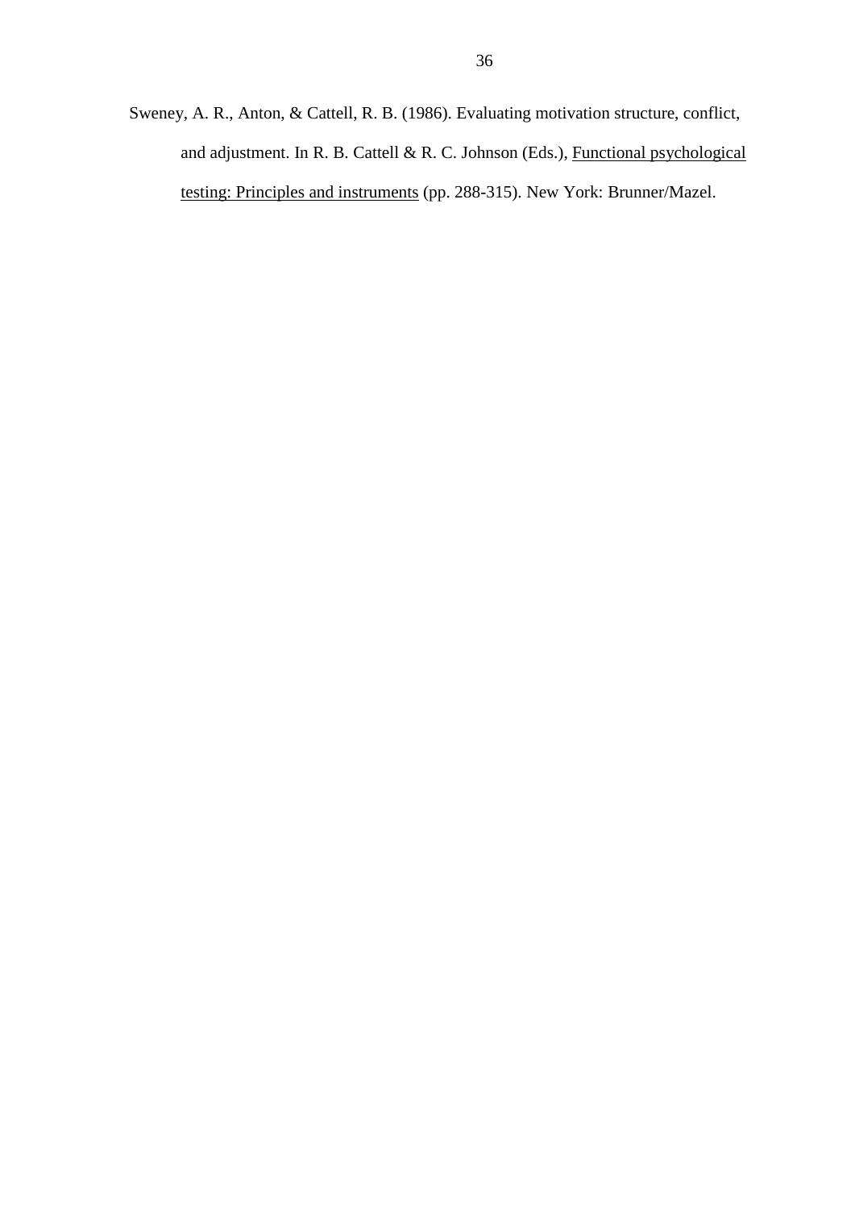Sweney, A. R., Anton, & Cattell, R. B. (1986). Evaluating motivation structure, conflict, and adjustment. In R. B. Cattell & R. C. Johnson (Eds.), Functional psychological testing: Principles and instruments (pp. 288-315). New York: Brunner/Mazel.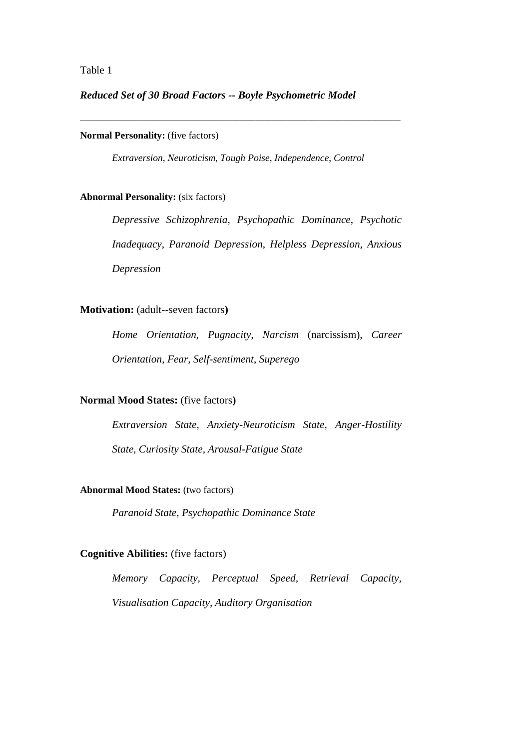Table 1

***Reduced Set of 30 Broad Factors -- Boyle Psychometric Model***

---

**Normal Personality:** (five factors)

*Extraversion, Neuroticism, Tough Poise, Independence, Control*

**Abnormal Personality:** (six factors)

*Depressive Schizophrenia, Psychopathic Dominance, Psychotic Inadequacy, Paranoid Depression, Helpless Depression, Anxious Depression*

**Motivation:** (adult--seven factors**)**

*Home Orientation, Pugnacity, Narcism* (narcissism), *Career Orientation, Fear, Self-sentiment, Superego*

**Normal Mood States:** (five factors**)**

*Extraversion State, Anxiety-Neuroticism State, Anger-Hostility State, Curiosity State, Arousal-Fatigue State*

**Abnormal Mood States:** (two factors)

*Paranoid State, Psychopathic Dominance State*

**Cognitive Abilities:** (five factors)

*Memory Capacity, Perceptual Speed, Retrieval Capacity, Visualisation Capacity, Auditory Organisation*